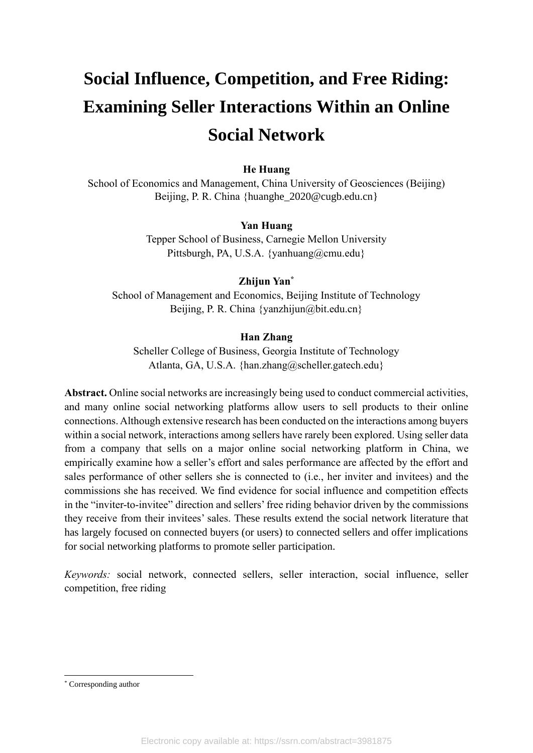# Social Influence, Competition, and Free Riding: Examining Seller Interactions Within an Online Social Network

**He Huang**
School of Economics and Management, China University of Geosciences (Beijing)
Beijing, P. R. China {huanghe_2020@cugb.edu.cn}

**Yan Huang**
Tepper School of Business, Carnegie Mellon University
Pittsburgh, PA, U.S.A. {yanhuang@cmu.edu}

**Zhijun Yan**[*]
School of Management and Economics, Beijing Institute of Technology
Beijing, P. R. China {yanzhijun@bit.edu.cn}

**Han Zhang**
Scheller College of Business, Georgia Institute of Technology
Atlanta, GA, U.S.A. {han.zhang@scheller.gatech.edu}

**Abstract.** Online social networks are increasingly being used to conduct commercial activities, and many online social networking platforms allow users to sell products to their online connections. Although extensive research has been conducted on the interactions among buyers within a social network, interactions among sellers have rarely been explored. Using seller data from a company that sells on a major online social networking platform in China, we empirically examine how a seller's effort and sales performance are affected by the effort and sales performance of other sellers she is connected to (i.e., her inviter and invitees) and the commissions she has received. We find evidence for social influence and competition effects in the "inviter-to-invitee" direction and sellers' free riding behavior driven by the commissions they receive from their invitees' sales. These results extend the social network literature that has largely focused on connected buyers (or users) to connected sellers and offer implications for social networking platforms to promote seller participation.

*Keywords:* social network, connected sellers, seller interaction, social influence, seller competition, free riding

[*] Corresponding author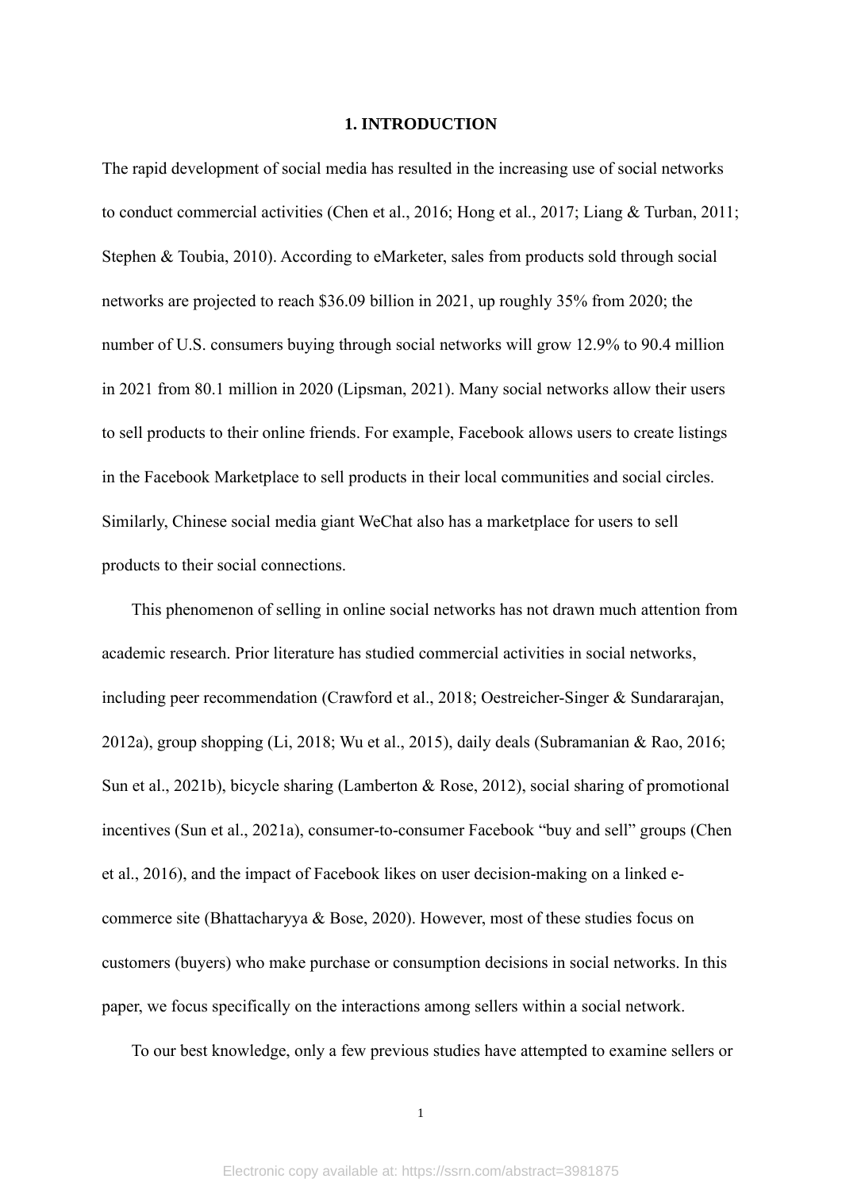# 1. INTRODUCTION

The rapid development of social media has resulted in the increasing use of social networks to conduct commercial activities (Chen et al., 2016; Hong et al., 2017; Liang & Turban, 2011; Stephen & Toubia, 2010). According to eMarketer, sales from products sold through social networks are projected to reach $36.09 billion in 2021, up roughly 35% from 2020; the number of U.S. consumers buying through social networks will grow 12.9% to 90.4 million in 2021 from 80.1 million in 2020 (Lipsman, 2021). Many social networks allow their users to sell products to their online friends. For example, Facebook allows users to create listings in the Facebook Marketplace to sell products in their local communities and social circles. Similarly, Chinese social media giant WeChat also has a marketplace for users to sell products to their social connections.

This phenomenon of selling in online social networks has not drawn much attention from academic research. Prior literature has studied commercial activities in social networks, including peer recommendation (Crawford et al., 2018; Oestreicher-Singer & Sundararajan, 2012a), group shopping (Li, 2018; Wu et al., 2015), daily deals (Subramanian & Rao, 2016; Sun et al., 2021b), bicycle sharing (Lamberton & Rose, 2012), social sharing of promotional incentives (Sun et al., 2021a), consumer-to-consumer Facebook "buy and sell" groups (Chen et al., 2016), and the impact of Facebook likes on user decision-making on a linked e-commerce site (Bhattacharyya & Bose, 2020). However, most of these studies focus on customers (buyers) who make purchase or consumption decisions in social networks. In this paper, we focus specifically on the interactions among sellers within a social network.

To our best knowledge, only a few previous studies have attempted to examine sellers or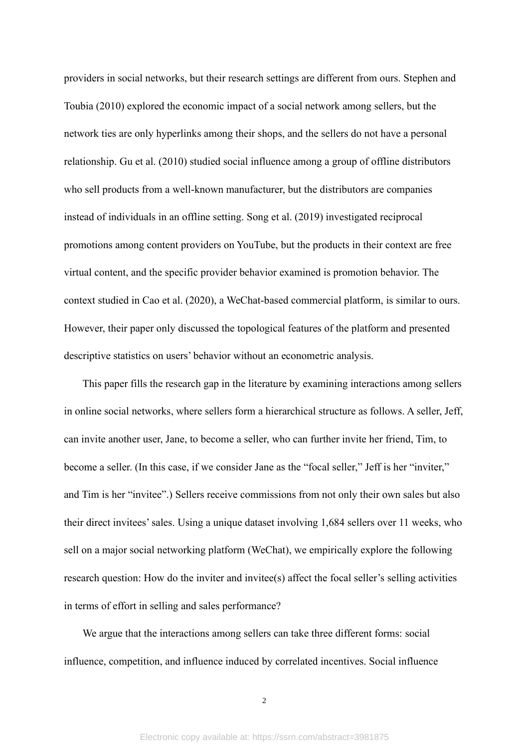providers in social networks, but their research settings are different from ours. Stephen and Toubia (2010) explored the economic impact of a social network among sellers, but the network ties are only hyperlinks among their shops, and the sellers do not have a personal relationship. Gu et al. (2010) studied social influence among a group of offline distributors who sell products from a well-known manufacturer, but the distributors are companies instead of individuals in an offline setting. Song et al. (2019) investigated reciprocal promotions among content providers on YouTube, but the products in their context are free virtual content, and the specific provider behavior examined is promotion behavior. The context studied in Cao et al. (2020), a WeChat-based commercial platform, is similar to ours. However, their paper only discussed the topological features of the platform and presented descriptive statistics on users' behavior without an econometric analysis.

This paper fills the research gap in the literature by examining interactions among sellers in online social networks, where sellers form a hierarchical structure as follows. A seller, Jeff, can invite another user, Jane, to become a seller, who can further invite her friend, Tim, to become a seller. (In this case, if we consider Jane as the "focal seller," Jeff is her "inviter," and Tim is her "invitee".) Sellers receive commissions from not only their own sales but also their direct invitees' sales. Using a unique dataset involving 1,684 sellers over 11 weeks, who sell on a major social networking platform (WeChat), we empirically explore the following research question: How do the inviter and invitee(s) affect the focal seller's selling activities in terms of effort in selling and sales performance?

We argue that the interactions among sellers can take three different forms: social influence, competition, and influence induced by correlated incentives. Social influence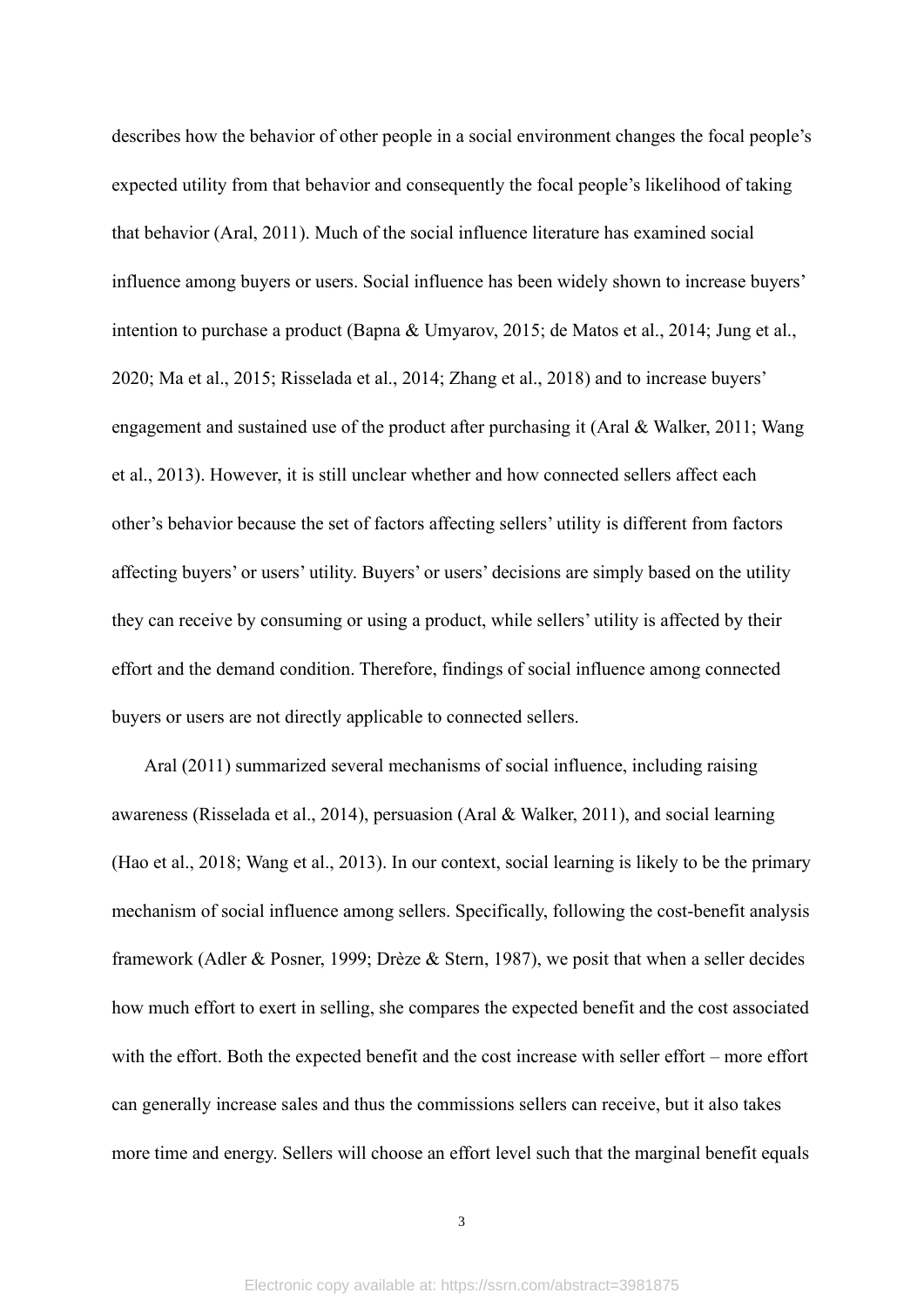describes how the behavior of other people in a social environment changes the focal people's expected utility from that behavior and consequently the focal people's likelihood of taking that behavior (Aral, 2011). Much of the social influence literature has examined social influence among buyers or users. Social influence has been widely shown to increase buyers' intention to purchase a product (Bapna & Umyarov, 2015; de Matos et al., 2014; Jung et al., 2020; Ma et al., 2015; Risselada et al., 2014; Zhang et al., 2018) and to increase buyers' engagement and sustained use of the product after purchasing it (Aral & Walker, 2011; Wang et al., 2013). However, it is still unclear whether and how connected sellers affect each other's behavior because the set of factors affecting sellers' utility is different from factors affecting buyers' or users' utility. Buyers' or users' decisions are simply based on the utility they can receive by consuming or using a product, while sellers' utility is affected by their effort and the demand condition. Therefore, findings of social influence among connected buyers or users are not directly applicable to connected sellers.

Aral (2011) summarized several mechanisms of social influence, including raising awareness (Risselada et al., 2014), persuasion (Aral & Walker, 2011), and social learning (Hao et al., 2018; Wang et al., 2013). In our context, social learning is likely to be the primary mechanism of social influence among sellers. Specifically, following the cost-benefit analysis framework (Adler & Posner, 1999; Drèze & Stern, 1987), we posit that when a seller decides how much effort to exert in selling, she compares the expected benefit and the cost associated with the effort. Both the expected benefit and the cost increase with seller effort – more effort can generally increase sales and thus the commissions sellers can receive, but it also takes more time and energy. Sellers will choose an effort level such that the marginal benefit equals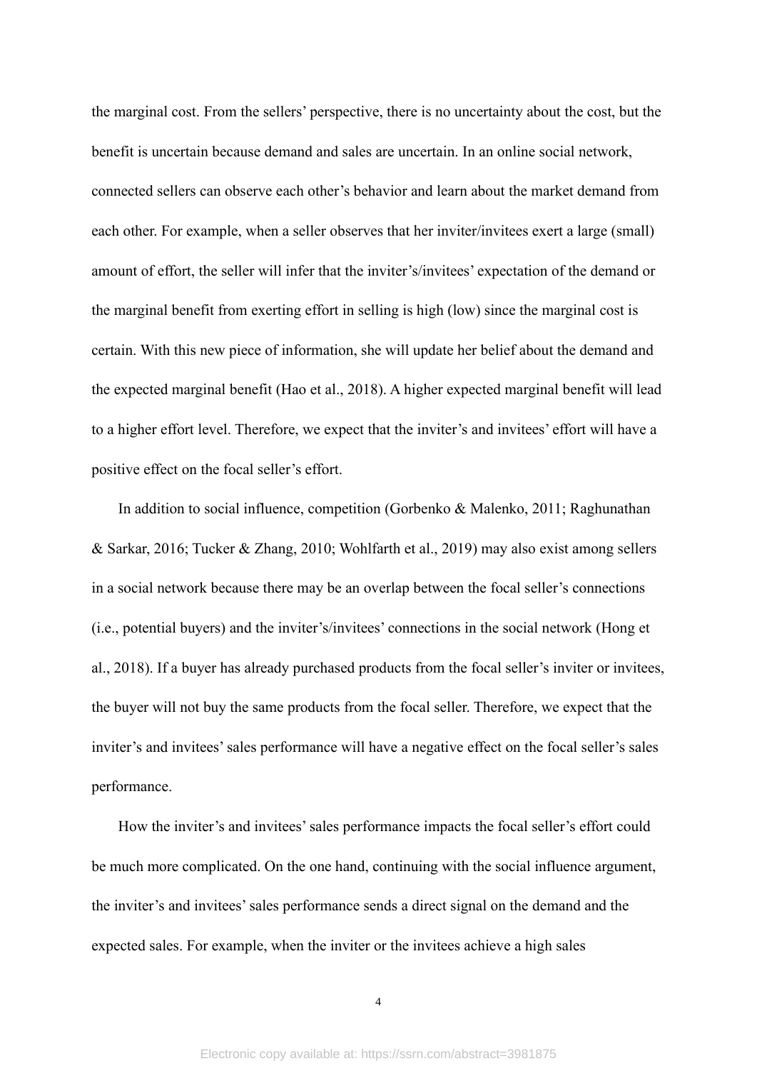the marginal cost. From the sellers' perspective, there is no uncertainty about the cost, but the benefit is uncertain because demand and sales are uncertain. In an online social network, connected sellers can observe each other's behavior and learn about the market demand from each other. For example, when a seller observes that her inviter/invitees exert a large (small) amount of effort, the seller will infer that the inviter's/invitees' expectation of the demand or the marginal benefit from exerting effort in selling is high (low) since the marginal cost is certain. With this new piece of information, she will update her belief about the demand and the expected marginal benefit (Hao et al., 2018). A higher expected marginal benefit will lead to a higher effort level. Therefore, we expect that the inviter's and invitees' effort will have a positive effect on the focal seller's effort.

In addition to social influence, competition (Gorbenko & Malenko, 2011; Raghunathan & Sarkar, 2016; Tucker & Zhang, 2010; Wohlfarth et al., 2019) may also exist among sellers in a social network because there may be an overlap between the focal seller's connections (i.e., potential buyers) and the inviter's/invitees' connections in the social network (Hong et al., 2018). If a buyer has already purchased products from the focal seller's inviter or invitees, the buyer will not buy the same products from the focal seller. Therefore, we expect that the inviter's and invitees' sales performance will have a negative effect on the focal seller's sales performance.

How the inviter's and invitees' sales performance impacts the focal seller's effort could be much more complicated. On the one hand, continuing with the social influence argument, the inviter's and invitees' sales performance sends a direct signal on the demand and the expected sales. For example, when the inviter or the invitees achieve a high sales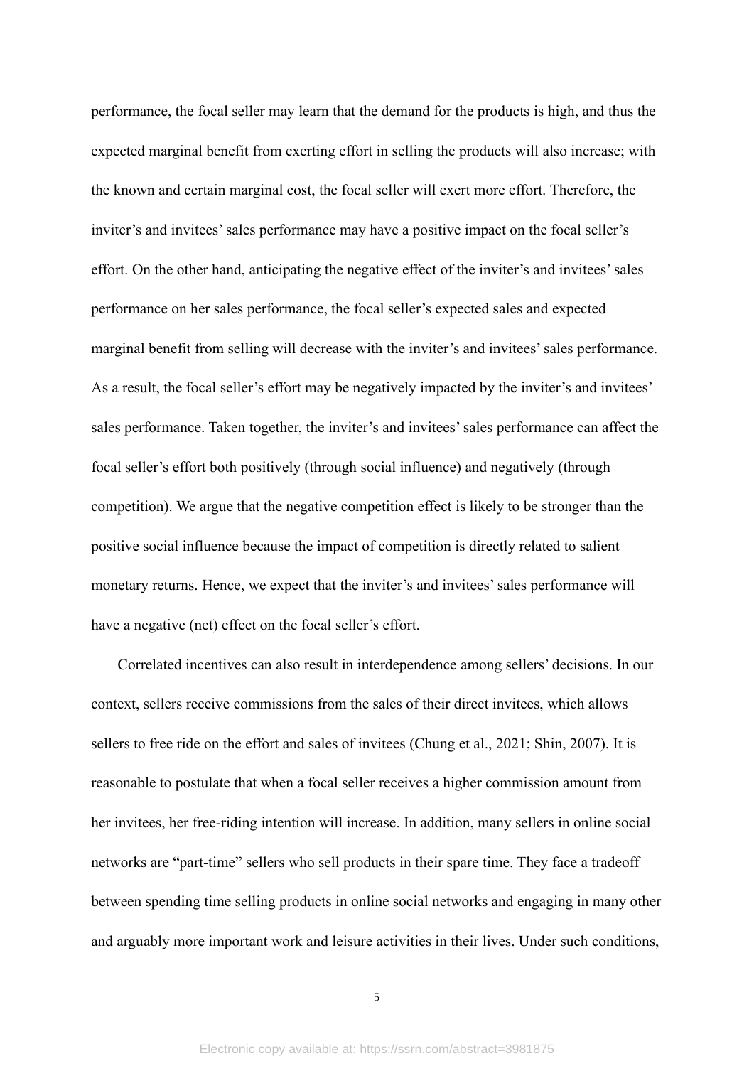performance, the focal seller may learn that the demand for the products is high, and thus the expected marginal benefit from exerting effort in selling the products will also increase; with the known and certain marginal cost, the focal seller will exert more effort. Therefore, the inviter's and invitees' sales performance may have a positive impact on the focal seller's effort. On the other hand, anticipating the negative effect of the inviter's and invitees' sales performance on her sales performance, the focal seller's expected sales and expected marginal benefit from selling will decrease with the inviter's and invitees' sales performance. As a result, the focal seller's effort may be negatively impacted by the inviter's and invitees' sales performance. Taken together, the inviter's and invitees' sales performance can affect the focal seller's effort both positively (through social influence) and negatively (through competition). We argue that the negative competition effect is likely to be stronger than the positive social influence because the impact of competition is directly related to salient monetary returns. Hence, we expect that the inviter's and invitees' sales performance will have a negative (net) effect on the focal seller's effort.

Correlated incentives can also result in interdependence among sellers' decisions. In our context, sellers receive commissions from the sales of their direct invitees, which allows sellers to free ride on the effort and sales of invitees (Chung et al., 2021; Shin, 2007). It is reasonable to postulate that when a focal seller receives a higher commission amount from her invitees, her free-riding intention will increase. In addition, many sellers in online social networks are "part-time" sellers who sell products in their spare time. They face a tradeoff between spending time selling products in online social networks and engaging in many other and arguably more important work and leisure activities in their lives. Under such conditions,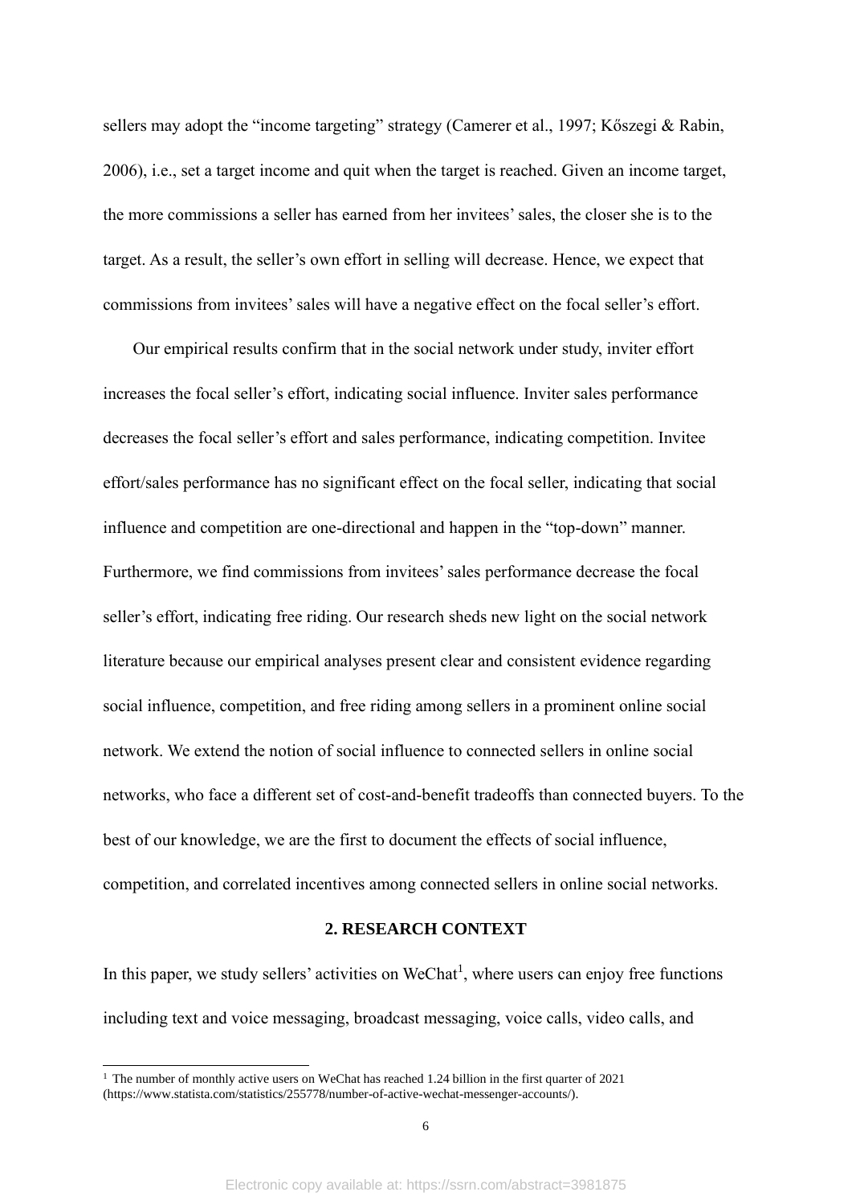sellers may adopt the "income targeting" strategy (Camerer et al., 1997; Kőszegi & Rabin, 2006), i.e., set a target income and quit when the target is reached. Given an income target, the more commissions a seller has earned from her invitees' sales, the closer she is to the target. As a result, the seller's own effort in selling will decrease. Hence, we expect that commissions from invitees' sales will have a negative effect on the focal seller's effort.

Our empirical results confirm that in the social network under study, inviter effort increases the focal seller's effort, indicating social influence. Inviter sales performance decreases the focal seller's effort and sales performance, indicating competition. Invitee effort/sales performance has no significant effect on the focal seller, indicating that social influence and competition are one-directional and happen in the "top-down" manner. Furthermore, we find commissions from invitees' sales performance decrease the focal seller's effort, indicating free riding. Our research sheds new light on the social network literature because our empirical analyses present clear and consistent evidence regarding social influence, competition, and free riding among sellers in a prominent online social network. We extend the notion of social influence to connected sellers in online social networks, who face a different set of cost-and-benefit tradeoffs than connected buyers. To the best of our knowledge, we are the first to document the effects of social influence, competition, and correlated incentives among connected sellers in online social networks.

## 2. RESEARCH CONTEXT

In this paper, we study sellers' activities on WeChat[1], where users can enjoy free functions including text and voice messaging, broadcast messaging, voice calls, video calls, and

[1] The number of monthly active users on WeChat has reached 1.24 billion in the first quarter of 2021 (https://www.statista.com/statistics/255778/number-of-active-wechat-messenger-accounts/).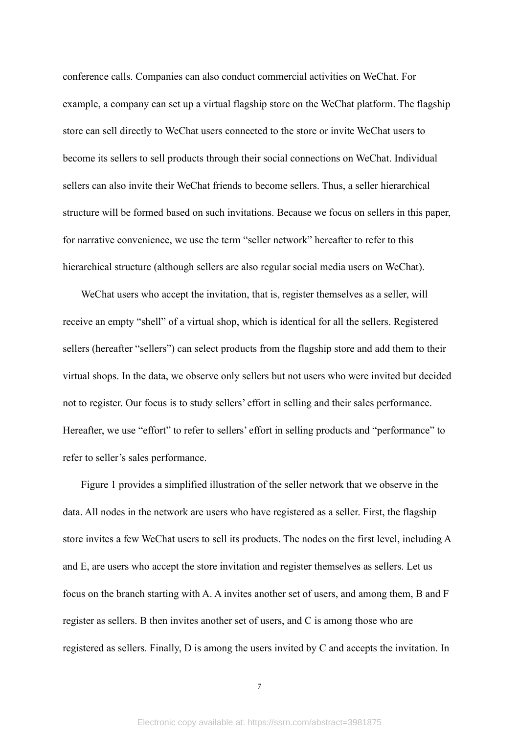conference calls. Companies can also conduct commercial activities on WeChat. For example, a company can set up a virtual flagship store on the WeChat platform. The flagship store can sell directly to WeChat users connected to the store or invite WeChat users to become its sellers to sell products through their social connections on WeChat. Individual sellers can also invite their WeChat friends to become sellers. Thus, a seller hierarchical structure will be formed based on such invitations. Because we focus on sellers in this paper, for narrative convenience, we use the term "seller network" hereafter to refer to this hierarchical structure (although sellers are also regular social media users on WeChat).

WeChat users who accept the invitation, that is, register themselves as a seller, will receive an empty "shell" of a virtual shop, which is identical for all the sellers. Registered sellers (hereafter "sellers") can select products from the flagship store and add them to their virtual shops. In the data, we observe only sellers but not users who were invited but decided not to register. Our focus is to study sellers' effort in selling and their sales performance. Hereafter, we use "effort" to refer to sellers' effort in selling products and "performance" to refer to seller's sales performance.

Figure 1 provides a simplified illustration of the seller network that we observe in the data. All nodes in the network are users who have registered as a seller. First, the flagship store invites a few WeChat users to sell its products. The nodes on the first level, including A and E, are users who accept the store invitation and register themselves as sellers. Let us focus on the branch starting with A. A invites another set of users, and among them, B and F register as sellers. B then invites another set of users, and C is among those who are registered as sellers. Finally, D is among the users invited by C and accepts the invitation. In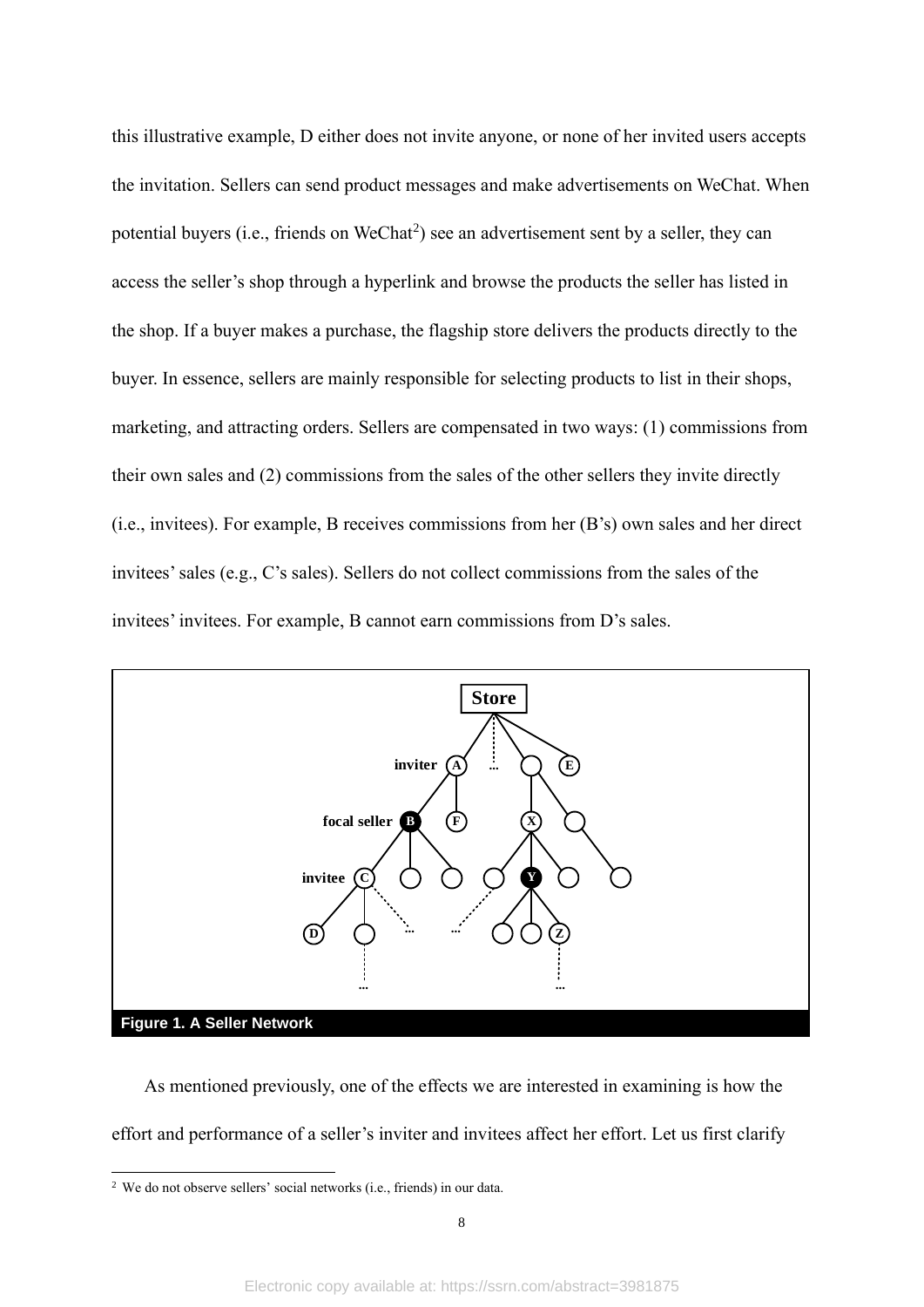this illustrative example, D either does not invite anyone, or none of her invited users accepts the invitation. Sellers can send product messages and make advertisements on WeChat. When potential buyers (i.e., friends on WeChat[2]) see an advertisement sent by a seller, they can access the seller's shop through a hyperlink and browse the products the seller has listed in the shop. If a buyer makes a purchase, the flagship store delivers the products directly to the buyer. In essence, sellers are mainly responsible for selecting products to list in their shops, marketing, and attracting orders. Sellers are compensated in two ways: (1) commissions from their own sales and (2) commissions from the sales of the other sellers they invite directly (i.e., invitees). For example, B receives commissions from her (B's) own sales and her direct invitees' sales (e.g., C's sales). Sellers do not collect commissions from the sales of the invitees' invitees. For example, B cannot earn commissions from D's sales.

**Figure 1. A Seller Network**

As mentioned previously, one of the effects we are interested in examining is how the effort and performance of a seller's inviter and invitees affect her effort. Let us first clarify

[2] We do not observe sellers' social networks (i.e., friends) in our data.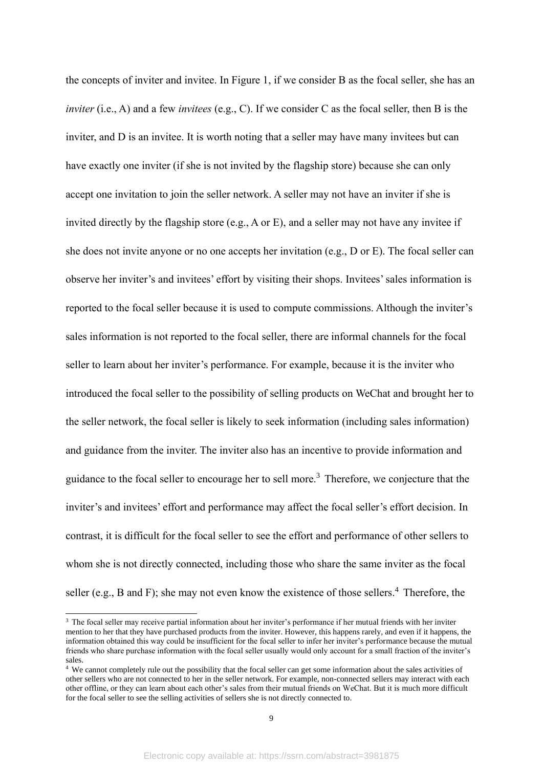the concepts of inviter and invitee. In Figure 1, if we consider B as the focal seller, she has an *inviter* (i.e., A) and a few *invitees* (e.g., C). If we consider C as the focal seller, then B is the inviter, and D is an invitee. It is worth noting that a seller may have many invitees but can have exactly one inviter (if she is not invited by the flagship store) because she can only accept one invitation to join the seller network. A seller may not have an inviter if she is invited directly by the flagship store (e.g., A or E), and a seller may not have any invitee if she does not invite anyone or no one accepts her invitation (e.g., D or E). The focal seller can observe her inviter's and invitees' effort by visiting their shops. Invitees' sales information is reported to the focal seller because it is used to compute commissions. Although the inviter's sales information is not reported to the focal seller, there are informal channels for the focal seller to learn about her inviter's performance. For example, because it is the inviter who introduced the focal seller to the possibility of selling products on WeChat and brought her to the seller network, the focal seller is likely to seek information (including sales information) and guidance from the inviter. The inviter also has an incentive to provide information and guidance to the focal seller to encourage her to sell more.[3] Therefore, we conjecture that the inviter's and invitees' effort and performance may affect the focal seller's effort decision. In contrast, it is difficult for the focal seller to see the effort and performance of other sellers to whom she is not directly connected, including those who share the same inviter as the focal seller (e.g., B and F); she may not even know the existence of those sellers.[4] Therefore, the

[3] The focal seller may receive partial information about her inviter's performance if her mutual friends with her inviter mention to her that they have purchased products from the inviter. However, this happens rarely, and even if it happens, the information obtained this way could be insufficient for the focal seller to infer her inviter's performance because the mutual friends who share purchase information with the focal seller usually would only account for a small fraction of the inviter's sales.

[4] We cannot completely rule out the possibility that the focal seller can get some information about the sales activities of other sellers who are not connected to her in the seller network. For example, non-connected sellers may interact with each other offline, or they can learn about each other's sales from their mutual friends on WeChat. But it is much more difficult for the focal seller to see the selling activities of sellers she is not directly connected to.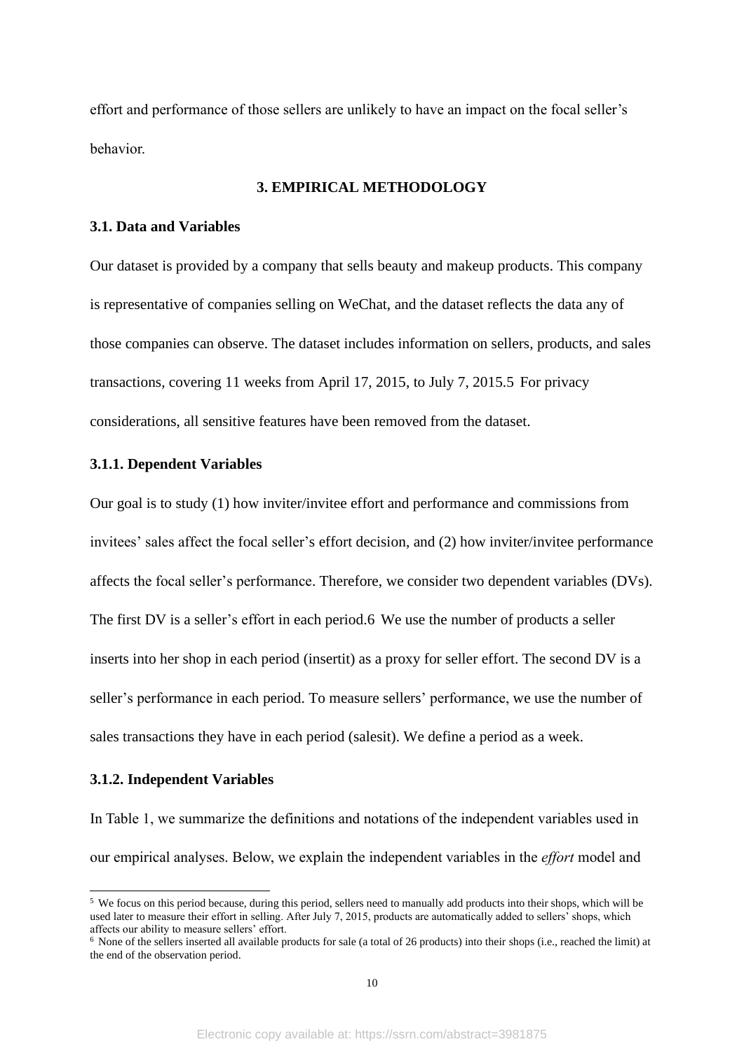effort and performance of those sellers are unlikely to have an impact on the focal seller's behavior.

## 3. EMPIRICAL METHODOLOGY

### 3.1. Data and Variables

Our dataset is provided by a company that sells beauty and makeup products. This company is representative of companies selling on WeChat, and the dataset reflects the data any of those companies can observe. The dataset includes information on sellers, products, and sales transactions, covering 11 weeks from April 17, 2015, to July 7, 2015.[5] For privacy considerations, all sensitive features have been removed from the dataset.

#### 3.1.1. Dependent Variables

Our goal is to study (1) how inviter/invitee effort and performance and commissions from invitees' sales affect the focal seller's effort decision, and (2) how inviter/invitee performance affects the focal seller's performance. Therefore, we consider two dependent variables (DVs). The first DV is a seller's effort in each period.[6] We use the number of products a seller inserts into her shop in each period ($insert_{it}$) as a proxy for seller effort. The second DV is a seller's performance in each period. To measure sellers' performance, we use the number of sales transactions they have in each period ($sales_{it}$). We define a period as a week.

#### 3.1.2. Independent Variables

In Table 1, we summarize the definitions and notations of the independent variables used in our empirical analyses. Below, we explain the independent variables in the *effort* model and

---

[5] We focus on this period because, during this period, sellers need to manually add products into their shops, which will be used later to measure their effort in selling. After July 7, 2015, products are automatically added to sellers' shops, which affects our ability to measure sellers' effort.

[6] None of the sellers inserted all available products for sale (a total of 26 products) into their shops (i.e., reached the limit) at the end of the observation period.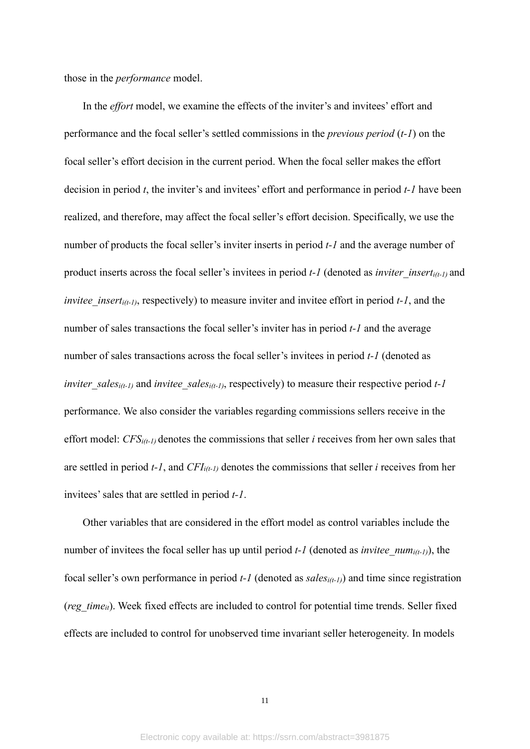those in the *performance* model.

In the *effort* model, we examine the effects of the inviter's and invitees' effort and performance and the focal seller's settled commissions in the *previous period* (*t-1*) on the focal seller's effort decision in the current period. When the focal seller makes the effort decision in period *t*, the inviter's and invitees' effort and performance in period *t-1* have been realized, and therefore, may affect the focal seller's effort decision. Specifically, we use the number of products the focal seller's inviter inserts in period *t-1* and the average number of product inserts across the focal seller's invitees in period *t-1* (denoted as $inviter\_insert_{i(t-1)}$ and $invitee\_insert_{i(t-1)}$, respectively) to measure inviter and invitee effort in period *t-1*, and the number of sales transactions the focal seller's inviter has in period *t-1* and the average number of sales transactions across the focal seller's invitees in period *t-1* (denoted as $inviter\_sales_{i(t-1)}$ and $invitee\_sales_{i(t-1)}$, respectively) to measure their respective period *t-1* performance. We also consider the variables regarding commissions sellers receive in the effort model: $CFS_{i(t-1)}$ denotes the commissions that seller *i* receives from her own sales that are settled in period *t-1*, and $CFI_{i(t-1)}$ denotes the commissions that seller *i* receives from her invitees' sales that are settled in period *t-1*.

Other variables that are considered in the effort model as control variables include the number of invitees the focal seller has up until period *t-1* (denoted as $invitee\_num_{i(t-1)}$), the focal seller's own performance in period *t-1* (denoted as $sales_{i(t-1)}$) and time since registration ($reg\_time_{it}$). Week fixed effects are included to control for potential time trends. Seller fixed effects are included to control for unobserved time invariant seller heterogeneity. In models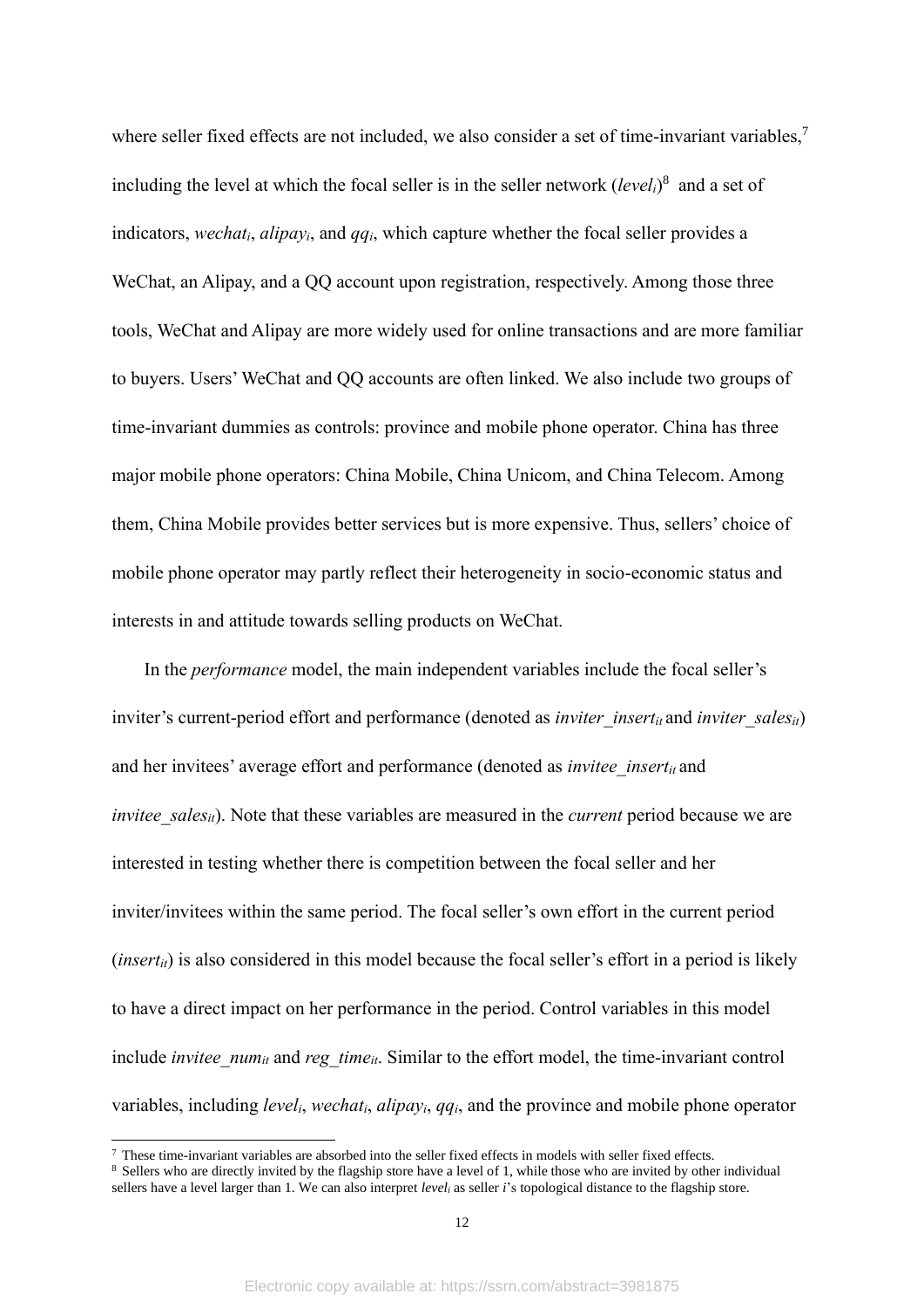where seller fixed effects are not included, we also consider a set of time-invariant variables,[7] including the level at which the focal seller is in the seller network ($level_i$)[8] and a set of indicators, $wechat_i$, $alipay_i$, and $qq_i$, which capture whether the focal seller provides a WeChat, an Alipay, and a QQ account upon registration, respectively. Among those three tools, WeChat and Alipay are more widely used for online transactions and are more familiar to buyers. Users' WeChat and QQ accounts are often linked. We also include two groups of time-invariant dummies as controls: province and mobile phone operator. China has three major mobile phone operators: China Mobile, China Unicom, and China Telecom. Among them, China Mobile provides better services but is more expensive. Thus, sellers' choice of mobile phone operator may partly reflect their heterogeneity in socio-economic status and interests in and attitude towards selling products on WeChat.

In the *performance* model, the main independent variables include the focal seller's inviter's current-period effort and performance (denoted as $inviter\_insert_{it}$ and $inviter\_sales_{it}$) and her invitees' average effort and performance (denoted as $invitee\_insert_{it}$ and $invitee\_sales_{it}$). Note that these variables are measured in the *current* period because we are interested in testing whether there is competition between the focal seller and her inviter/invitees within the same period. The focal seller's own effort in the current period ($insert_{it}$) is also considered in this model because the focal seller's effort in a period is likely to have a direct impact on her performance in the period. Control variables in this model include $invitee\_num_{it}$ and $reg\_time_{it}$. Similar to the effort model, the time-invariant control variables, including $level_i$, $wechat_i$, $alipay_i$, $qq_i$, and the province and mobile phone operator

[7] These time-invariant variables are absorbed into the seller fixed effects in models with seller fixed effects.

[8] Sellers who are directly invited by the flagship store have a level of 1, while those who are invited by other individual sellers have a level larger than 1. We can also interpret $level_i$ as seller $i$'s topological distance to the flagship store.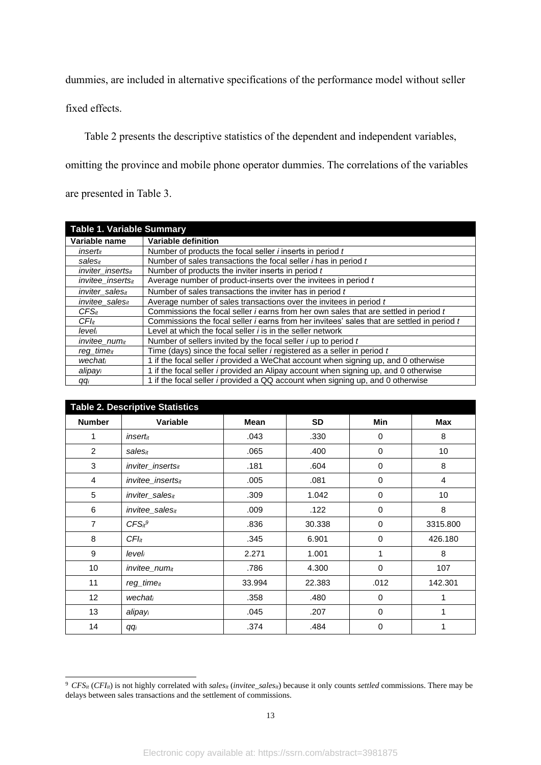dummies, are included in alternative specifications of the performance model without seller fixed effects.

Table 2 presents the descriptive statistics of the dependent and independent variables, omitting the province and mobile phone operator dummies. The correlations of the variables are presented in Table 3.

**Table 1. Variable Summary**

| Variable name | Variable definition |
|---|---|
| $insert_{it}$ | Number of products the focal seller $i$ inserts in period $t$ |
| $sales_{it}$ | Number of sales transactions the focal seller $i$ has in period $t$ |
| $inviter\_inserts_{it}$ | Number of products the inviter inserts in period $t$ |
| $invitee\_inserts_{it}$ | Average number of product-inserts over the invitees in period $t$ |
| $inviter\_sales_{it}$ | Number of sales transactions the inviter has in period $t$ |
| $invitee\_sales_{it}$ | Average number of sales transactions over the invitees in period $t$ |
| $CFS_{it}$ | Commissions the focal seller $i$ earns from her own sales that are settled in period $t$ |
| $CFI_{it}$ | Commissions the focal seller $i$ earns from her invitees' sales that are settled in period $t$ |
| $level_i$ | Level at which the focal seller $i$ is in the seller network |
| $invitee\_num_{it}$ | Number of sellers invited by the focal seller $i$ up to period $t$ |
| $reg\_time_{it}$ | Time (days) since the focal seller $i$ registered as a seller in period $t$ |
| $wechat_i$ | 1 if the focal seller $i$ provided a WeChat account when signing up, and 0 otherwise |
| $alipay_i$ | 1 if the focal seller $i$ provided an Alipay account when signing up, and 0 otherwise |
| $qq_i$ | 1 if the focal seller $i$ provided a QQ account when signing up, and 0 otherwise |

**Table 2. Descriptive Statistics**

| Number | Variable | Mean | SD | Min | Max |
|---|---|---|---|---|---|
| 1 | $insert_{it}$ | .043 | .330 | 0 | 8 |
| 2 | $sales_{it}$ | .065 | .400 | 0 | 10 |
| 3 | $inviter\_inserts_{it}$ | .181 | .604 | 0 | 8 |
| 4 | $invitee\_inserts_{it}$ | .005 | .081 | 0 | 4 |
| 5 | $inviter\_sales_{it}$ | .309 | 1.042 | 0 | 10 |
| 6 | $invitee\_sales_{it}$ | .009 | .122 | 0 | 8 |
| 7 | $CFS_{it}$[9] | .836 | 30.338 | 0 | 3315.800 |
| 8 | $CFI_{it}$ | .345 | 6.901 | 0 | 426.180 |
| 9 | $level_i$ | 2.271 | 1.001 | 1 | 8 |
| 10 | $invitee\_num_{it}$ | .786 | 4.300 | 0 | 107 |
| 11 | $reg\_time_{it}$ | 33.994 | 22.383 | .012 | 142.301 |
| 12 | $wechat_i$ | .358 | .480 | 0 | 1 |
| 13 | $alipay_i$ | .045 | .207 | 0 | 1 |
| 14 | $qq_i$ | .374 | .484 | 0 | 1 |

[9] $CFS_{it}$ ($CFI_{it}$) is not highly correlated with $sales_{it}$ ($invitee\_sales_{it}$) because it only counts *settled* commissions. There may be delays between sales transactions and the settlement of commissions.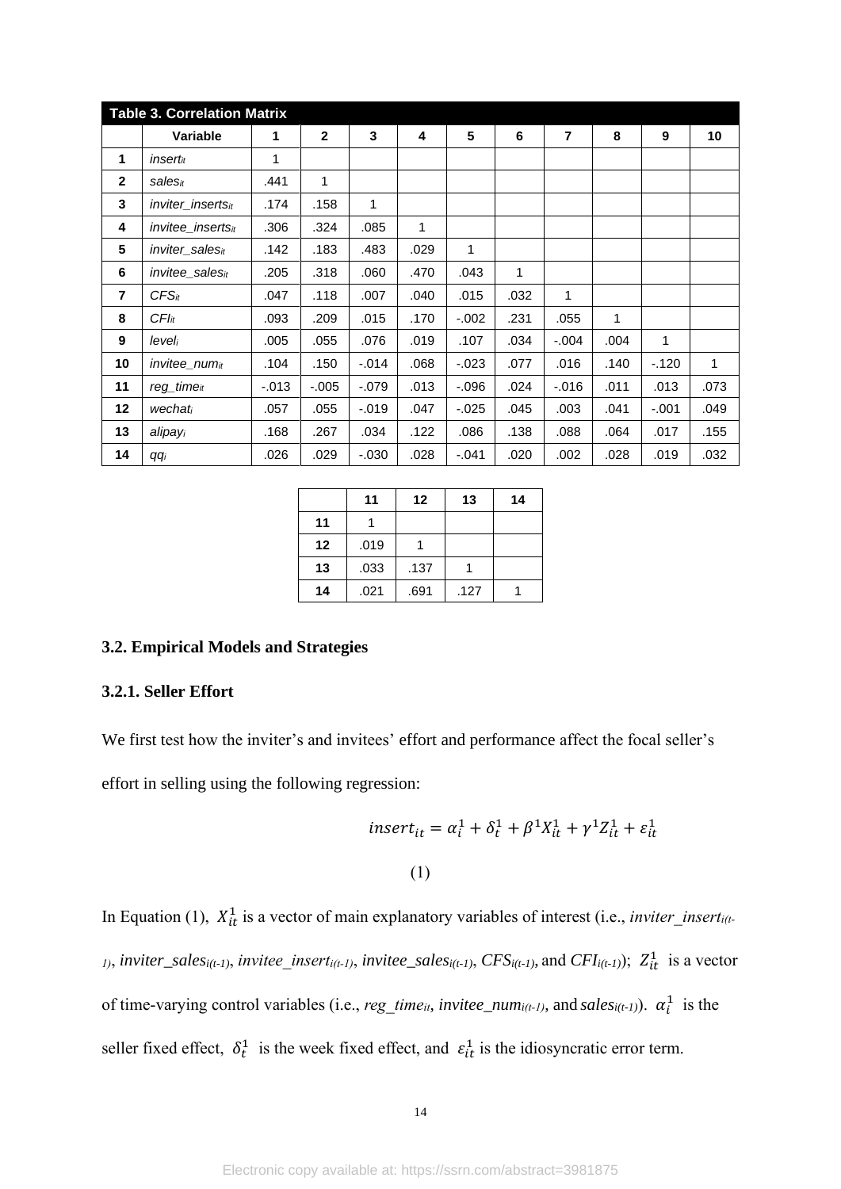**Table 3. Correlation Matrix**

|  | Variable | 1 | 2 | 3 | 4 | 5 | 6 | 7 | 8 | 9 | 10 |
|---|---|---|---|---|---|---|---|---|---|---|---|
| 1 | $insert_{it}$ | 1 |  |  |  |  |  |  |  |  |  |
| 2 | $sales_{it}$ | .441 | 1 |  |  |  |  |  |  |  |  |
| 3 | $inviter\_inserts_{it}$ | .174 | .158 | 1 |  |  |  |  |  |  |  |
| 4 | $invitee\_inserts_{it}$ | .306 | .324 | .085 | 1 |  |  |  |  |  |  |
| 5 | $inviter\_sales_{it}$ | .142 | .183 | .483 | .029 | 1 |  |  |  |  |  |
| 6 | $invitee\_sales_{it}$ | .205 | .318 | .060 | .470 | .043 | 1 |  |  |  |  |
| 7 | $CFS_{it}$ | .047 | .118 | .007 | .040 | .015 | .032 | 1 |  |  |  |
| 8 | $CFI_{it}$ | .093 | .209 | .015 | .170 | -.002 | .231 | .055 | 1 |  |  |
| 9 | $level_{i}$ | .005 | .055 | .076 | .019 | .107 | .034 | -.004 | .004 | 1 |  |
| 10 | $invitee\_num_{it}$ | .104 | .150 | -.014 | .068 | -.023 | .077 | .016 | .140 | -.120 | 1 |
| 11 | $reg\_time_{it}$ | -.013 | -.005 | -.079 | .013 | -.096 | .024 | -.016 | .011 | .013 | .073 |
| 12 | $wechat_{i}$ | .057 | .055 | -.019 | .047 | -.025 | .045 | .003 | .041 | -.001 | .049 |
| 13 | $alipay_{i}$ | .168 | .267 | .034 | .122 | .086 | .138 | .088 | .064 | .017 | .155 |
| 14 | $qq_{i}$ | .026 | .029 | -.030 | .028 | -.041 | .020 | .002 | .028 | .019 | .032 |

|  | 11 | 12 | 13 | 14 |
|---|---|---|---|---|
| 11 | 1 |  |  |  |
| 12 | .019 | 1 |  |  |
| 13 | .033 | .137 | 1 |  |
| 14 | .021 | .691 | .127 | 1 |

### 3.2. Empirical Models and Strategies

#### 3.2.1. Seller Effort

We first test how the inviter's and invitees' effort and performance affect the focal seller's effort in selling using the following regression:

$$insert_{it} = \alpha_i^1 + \delta_t^1 + \beta^1 X_{it}^1 + \gamma^1 Z_{it}^1 + \varepsilon_{it}^1 \tag{1}$$

In Equation (1), $X_{it}^1$ is a vector of main explanatory variables of interest (i.e., $inviter\_insert_{i(t-1)}$, $inviter\_sales_{i(t-1)}$, $invitee\_insert_{i(t-1)}$, $invitee\_sales_{i(t-1)}$, $CFS_{i(t-1)}$, and $CFI_{i(t-1)}$); $Z_{it}^1$ is a vector of time-varying control variables (i.e., $reg\_time_{it}$, $invitee\_num_{i(t-1)}$, and $sales_{i(t-1)}$). $\alpha_i^1$ is the seller fixed effect, $\delta_t^1$ is the week fixed effect, and $\varepsilon_{it}^1$ is the idiosyncratic error term.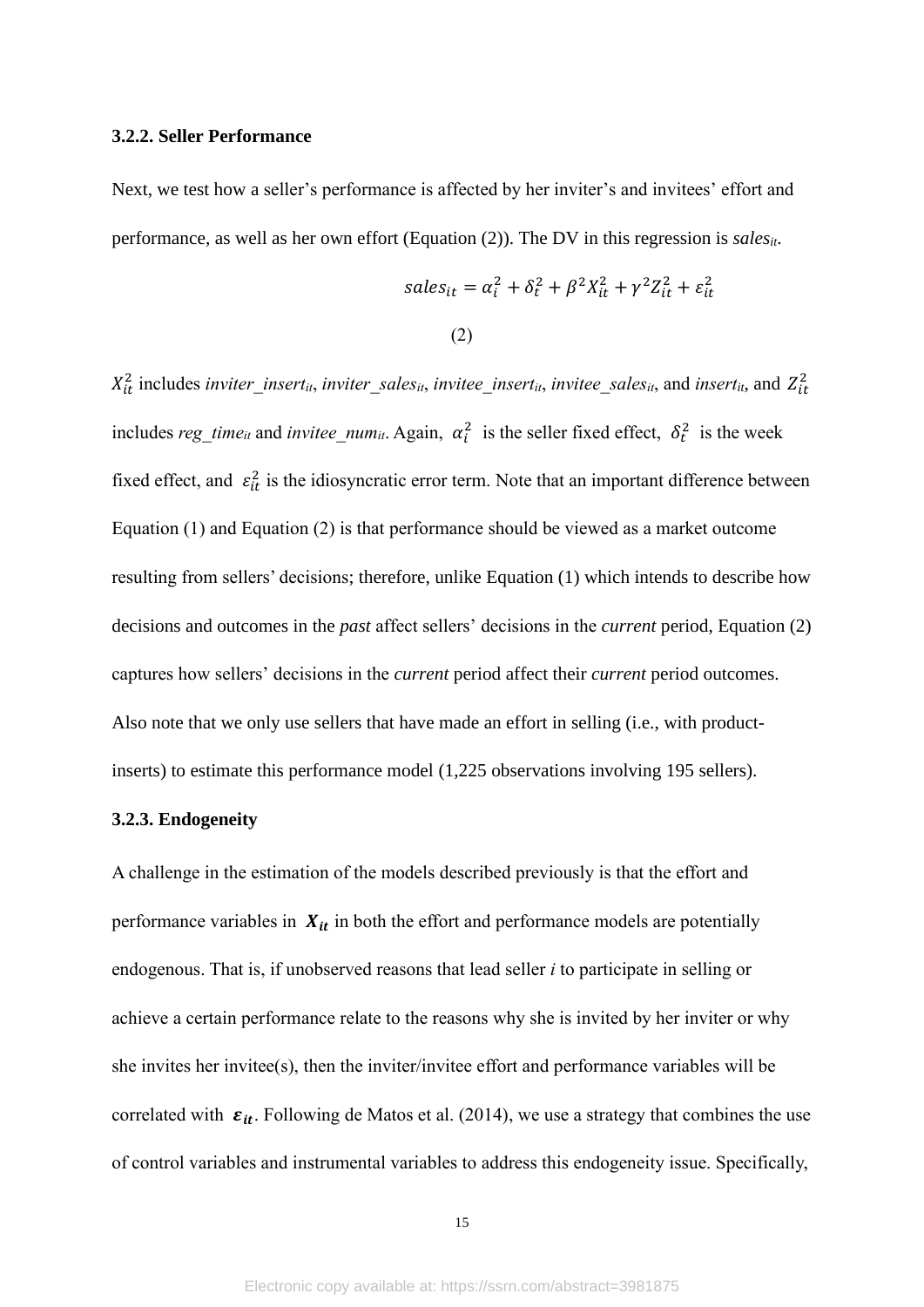### 3.2.2. Seller Performance

Next, we test how a seller's performance is affected by her inviter's and invitees' effort and performance, as well as her own effort (Equation (2)). The DV in this regression is *sales*$_{it}$.

$$sales_{it} = \alpha_i^2 + \delta_t^2 + \beta^2 X_{it}^2 + \gamma^2 Z_{it}^2 + \varepsilon_{it}^2 \tag{2}$$

$X_{it}^2$ includes *inviter_insert*$_{it}$, *inviter_sales*$_{it}$, *invitee_insert*$_{it}$, *invitee_sales*$_{it}$, and *insert*$_{it}$, and $Z_{it}^2$ includes *reg_time*$_{it}$ and *invitee_num*$_{it}$. Again, $\alpha_i^2$ is the seller fixed effect, $\delta_t^2$ is the week fixed effect, and $\varepsilon_{it}^2$ is the idiosyncratic error term. Note that an important difference between Equation (1) and Equation (2) is that performance should be viewed as a market outcome resulting from sellers' decisions; therefore, unlike Equation (1) which intends to describe how decisions and outcomes in the *past* affect sellers' decisions in the *current* period, Equation (2) captures how sellers' decisions in the *current* period affect their *current* period outcomes. Also note that we only use sellers that have made an effort in selling (i.e., with product-inserts) to estimate this performance model (1,225 observations involving 195 sellers).

### 3.2.3. Endogeneity

A challenge in the estimation of the models described previously is that the effort and performance variables in $\boldsymbol{X_{it}}$ in both the effort and performance models are potentially endogenous. That is, if unobserved reasons that lead seller *i* to participate in selling or achieve a certain performance relate to the reasons why she is invited by her inviter or why she invites her invitee(s), then the inviter/invitee effort and performance variables will be correlated with $\boldsymbol{\varepsilon_{it}}$. Following de Matos et al. (2014), we use a strategy that combines the use of control variables and instrumental variables to address this endogeneity issue. Specifically,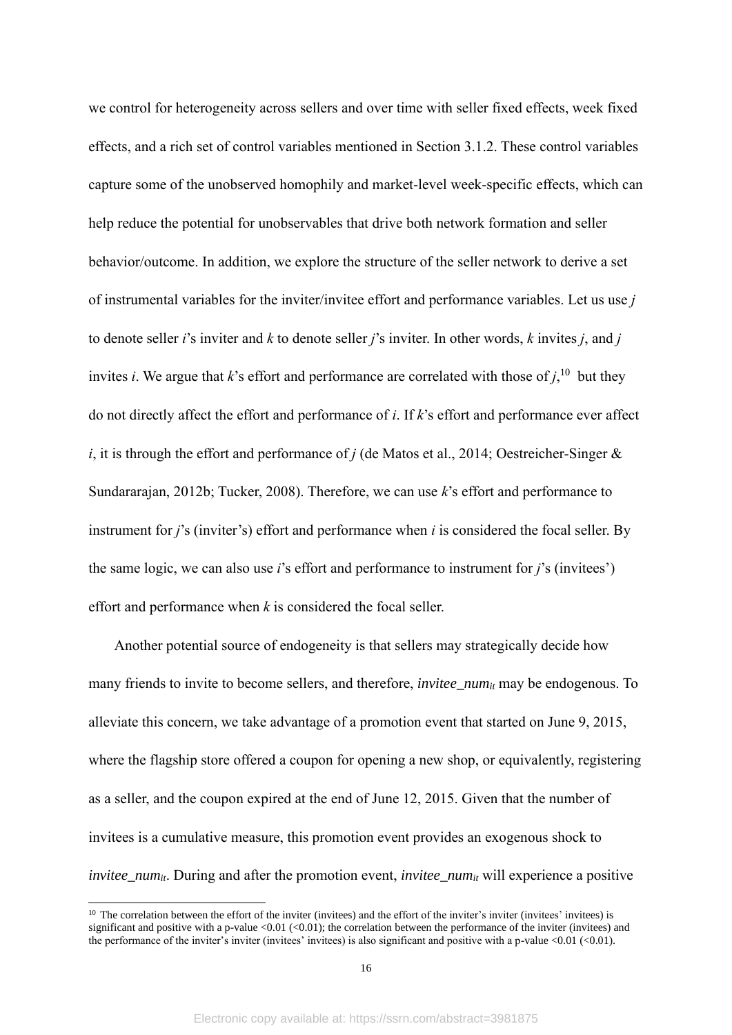we control for heterogeneity across sellers and over time with seller fixed effects, week fixed effects, and a rich set of control variables mentioned in Section 3.1.2. These control variables capture some of the unobserved homophily and market-level week-specific effects, which can help reduce the potential for unobservables that drive both network formation and seller behavior/outcome. In addition, we explore the structure of the seller network to derive a set of instrumental variables for the inviter/invitee effort and performance variables. Let us use *j* to denote seller *i*'s inviter and *k* to denote seller *j*'s inviter. In other words, *k* invites *j*, and *j* invites *i*. We argue that *k*'s effort and performance are correlated with those of *j*,[10] but they do not directly affect the effort and performance of *i*. If *k*'s effort and performance ever affect *i*, it is through the effort and performance of *j* (de Matos et al., 2014; Oestreicher-Singer & Sundararajan, 2012b; Tucker, 2008). Therefore, we can use *k*'s effort and performance to instrument for *j*'s (inviter's) effort and performance when *i* is considered the focal seller. By the same logic, we can also use *i*'s effort and performance to instrument for *j*'s (invitees') effort and performance when *k* is considered the focal seller.

Another potential source of endogeneity is that sellers may strategically decide how many friends to invite to become sellers, and therefore, $invitee\_num_{it}$ may be endogenous. To alleviate this concern, we take advantage of a promotion event that started on June 9, 2015, where the flagship store offered a coupon for opening a new shop, or equivalently, registering as a seller, and the coupon expired at the end of June 12, 2015. Given that the number of invitees is a cumulative measure, this promotion event provides an exogenous shock to $invitee\_num_{it}$. During and after the promotion event, $invitee\_num_{it}$ will experience a positive

[10] The correlation between the effort of the inviter (invitees) and the effort of the inviter's inviter (invitees' invitees) is significant and positive with a p-value <0.01 (<0.01); the correlation between the performance of the inviter (invitees) and the performance of the inviter's inviter (invitees' invitees) is also significant and positive with a p-value <0.01 (<0.01).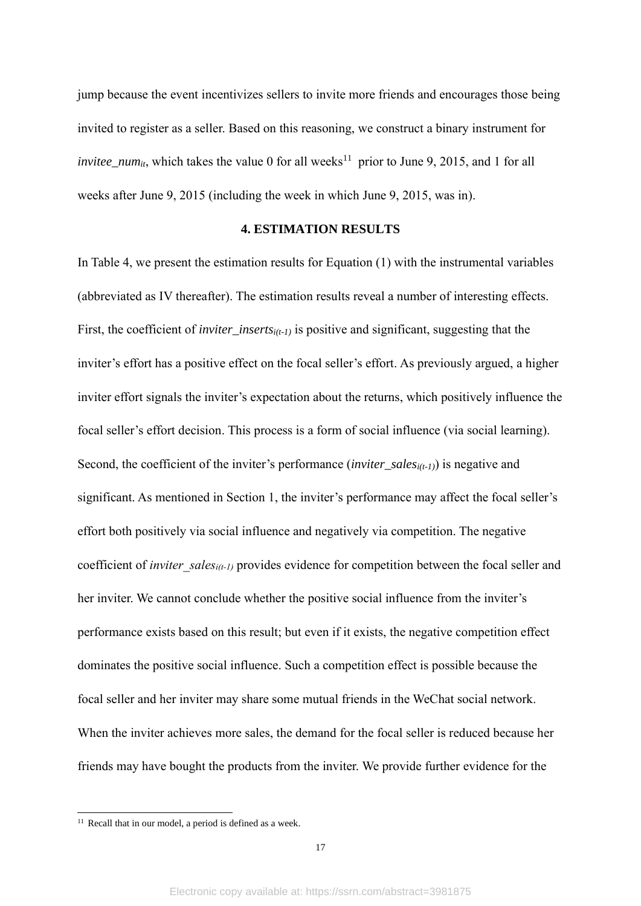jump because the event incentivizes sellers to invite more friends and encourages those being invited to register as a seller. Based on this reasoning, we construct a binary instrument for $invitee\_num_{it}$, which takes the value 0 for all weeks[11] prior to June 9, 2015, and 1 for all weeks after June 9, 2015 (including the week in which June 9, 2015, was in).

## 4. ESTIMATION RESULTS

In Table 4, we present the estimation results for Equation (1) with the instrumental variables (abbreviated as IV thereafter). The estimation results reveal a number of interesting effects. First, the coefficient of $inviter\_inserts_{i(t-1)}$ is positive and significant, suggesting that the inviter's effort has a positive effect on the focal seller's effort. As previously argued, a higher inviter effort signals the inviter's expectation about the returns, which positively influence the focal seller's effort decision. This process is a form of social influence (via social learning). Second, the coefficient of the inviter's performance ($inviter\_sales_{i(t-1)}$) is negative and significant. As mentioned in Section 1, the inviter's performance may affect the focal seller's effort both positively via social influence and negatively via competition. The negative coefficient of $inviter\_sales_{i(t-1)}$ provides evidence for competition between the focal seller and her inviter. We cannot conclude whether the positive social influence from the inviter's performance exists based on this result; but even if it exists, the negative competition effect dominates the positive social influence. Such a competition effect is possible because the focal seller and her inviter may share some mutual friends in the WeChat social network. When the inviter achieves more sales, the demand for the focal seller is reduced because her friends may have bought the products from the inviter. We provide further evidence for the

[11] Recall that in our model, a period is defined as a week.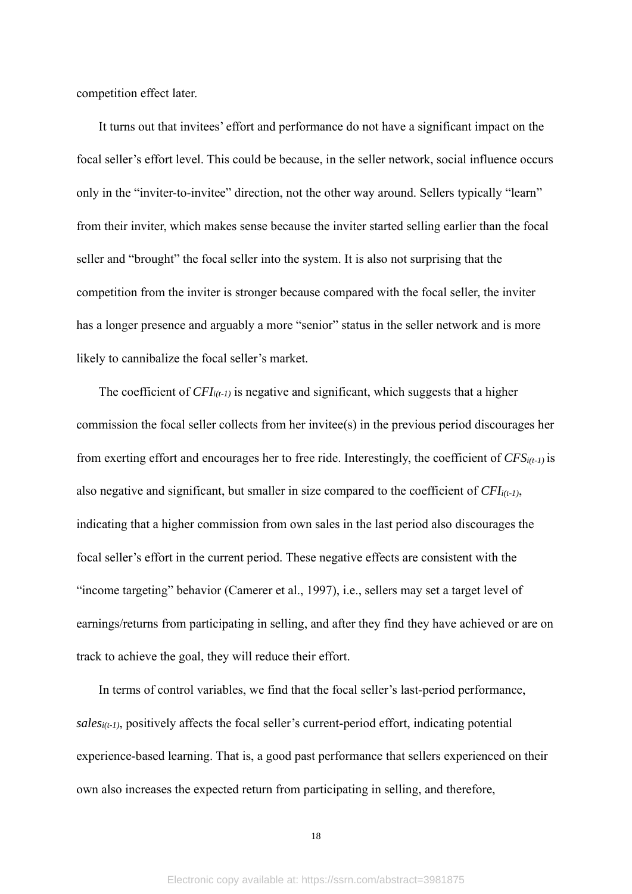competition effect later.

It turns out that invitees' effort and performance do not have a significant impact on the focal seller's effort level. This could be because, in the seller network, social influence occurs only in the "inviter-to-invitee" direction, not the other way around. Sellers typically "learn" from their inviter, which makes sense because the inviter started selling earlier than the focal seller and "brought" the focal seller into the system. It is also not surprising that the competition from the inviter is stronger because compared with the focal seller, the inviter has a longer presence and arguably a more "senior" status in the seller network and is more likely to cannibalize the focal seller's market.

The coefficient of $CFI_{i(t-1)}$ is negative and significant, which suggests that a higher commission the focal seller collects from her invitee(s) in the previous period discourages her from exerting effort and encourages her to free ride. Interestingly, the coefficient of $CFS_{i(t-1)}$ is also negative and significant, but smaller in size compared to the coefficient of $CFI_{i(t-1)}$, indicating that a higher commission from own sales in the last period also discourages the focal seller's effort in the current period. These negative effects are consistent with the "income targeting" behavior (Camerer et al., 1997), i.e., sellers may set a target level of earnings/returns from participating in selling, and after they find they have achieved or are on track to achieve the goal, they will reduce their effort.

In terms of control variables, we find that the focal seller's last-period performance, $sales_{i(t-1)}$, positively affects the focal seller's current-period effort, indicating potential experience-based learning. That is, a good past performance that sellers experienced on their own also increases the expected return from participating in selling, and therefore,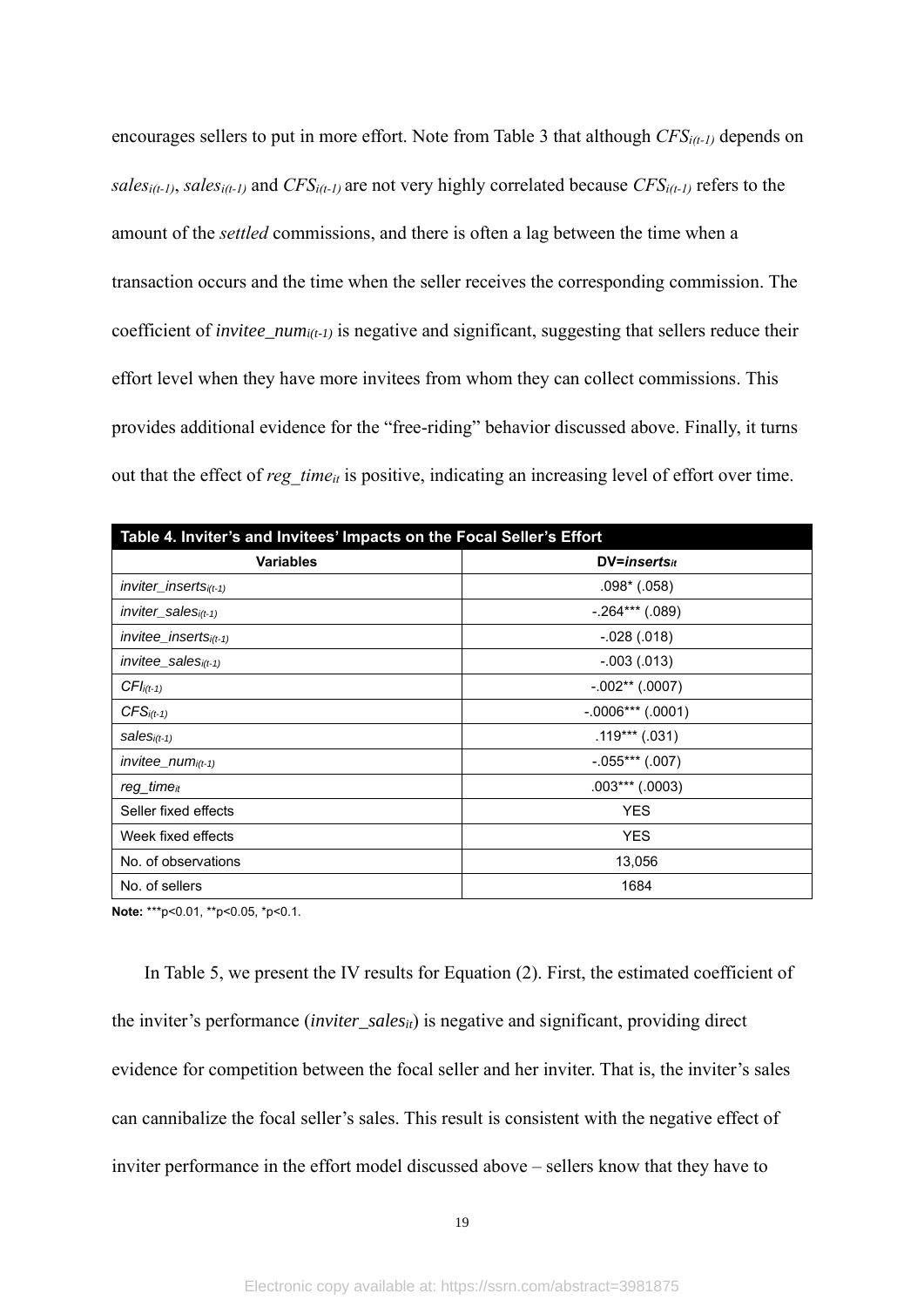encourages sellers to put in more effort. Note from Table 3 that although $CFS_{i(t-1)}$ depends on $sales_{i(t-1)}$, $sales_{i(t-1)}$ and $CFS_{i(t-1)}$ are not very highly correlated because $CFS_{i(t-1)}$ refers to the amount of the *settled* commissions, and there is often a lag between the time when a transaction occurs and the time when the seller receives the corresponding commission. The coefficient of $invitee\_num_{i(t-1)}$ is negative and significant, suggesting that sellers reduce their effort level when they have more invitees from whom they can collect commissions. This provides additional evidence for the "free-riding" behavior discussed above. Finally, it turns out that the effect of $reg\_time_{it}$ is positive, indicating an increasing level of effort over time.

**Table 4. Inviter's and Invitees' Impacts on the Focal Seller's Effort**

| Variables | DV=$inserts_{it}$ |
|---|---|
| $inviter\_inserts_{i(t-1)}$ | .098* (.058) |
| $inviter\_sales_{i(t-1)}$ | -.264*** (.089) |
| $invitee\_inserts_{i(t-1)}$ | -.028 (.018) |
| $invitee\_sales_{i(t-1)}$ | -.003 (.013) |
| $CFI_{i(t-1)}$ | -.002** (.0007) |
| $CFS_{i(t-1)}$ | -.0006*** (.0001) |
| $sales_{i(t-1)}$ | .119*** (.031) |
| $invitee\_num_{i(t-1)}$ | -.055*** (.007) |
| $reg\_time_{it}$ | .003*** (.0003) |
| Seller fixed effects | YES |
| Week fixed effects | YES |
| No. of observations | 13,056 |
| No. of sellers | 1684 |

**Note:** ***p<0.01, **p<0.05, *p<0.1.

In Table 5, we present the IV results for Equation (2). First, the estimated coefficient of the inviter's performance ($inviter\_sales_{it}$) is negative and significant, providing direct evidence for competition between the focal seller and her inviter. That is, the inviter's sales can cannibalize the focal seller's sales. This result is consistent with the negative effect of inviter performance in the effort model discussed above – sellers know that they have to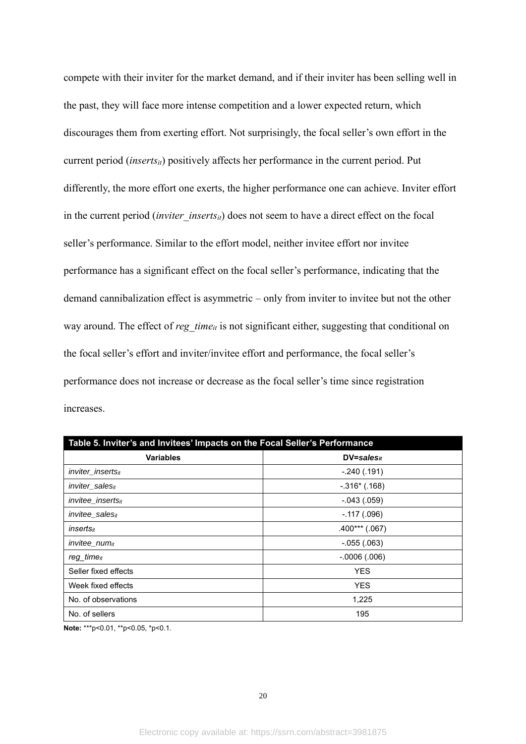compete with their inviter for the market demand, and if their inviter has been selling well in the past, they will face more intense competition and a lower expected return, which discourages them from exerting effort. Not surprisingly, the focal seller's own effort in the current period ($inserts_{it}$) positively affects her performance in the current period. Put differently, the more effort one exerts, the higher performance one can achieve. Inviter effort in the current period ($inviter\_inserts_{it}$) does not seem to have a direct effect on the focal seller's performance. Similar to the effort model, neither invitee effort nor invitee performance has a significant effect on the focal seller's performance, indicating that the demand cannibalization effect is asymmetric – only from inviter to invitee but not the other way around. The effect of $reg\_time_{it}$ is not significant either, suggesting that conditional on the focal seller's effort and inviter/invitee effort and performance, the focal seller's performance does not increase or decrease as the focal seller's time since registration increases.

**Table 5. Inviter's and Invitees' Impacts on the Focal Seller's Performance**

| Variables | DV=$sales_{it}$ |
|---|---|
| $inviter\_inserts_{it}$ | -.240 (.191) |
| $inviter\_sales_{it}$ | -.316* (.168) |
| $invitee\_inserts_{it}$ | -.043 (.059) |
| $invitee\_sales_{it}$ | -.117 (.096) |
| $inserts_{it}$ | .400*** (.067) |
| $invitee\_num_{it}$ | -.055 (.063) |
| $reg\_time_{it}$ | -.0006 (.006) |
| Seller fixed effects | YES |
| Week fixed effects | YES |
| No. of observations | 1,225 |
| No. of sellers | 195 |

**Note:** ***p<0.01, **p<0.05, *p<0.1.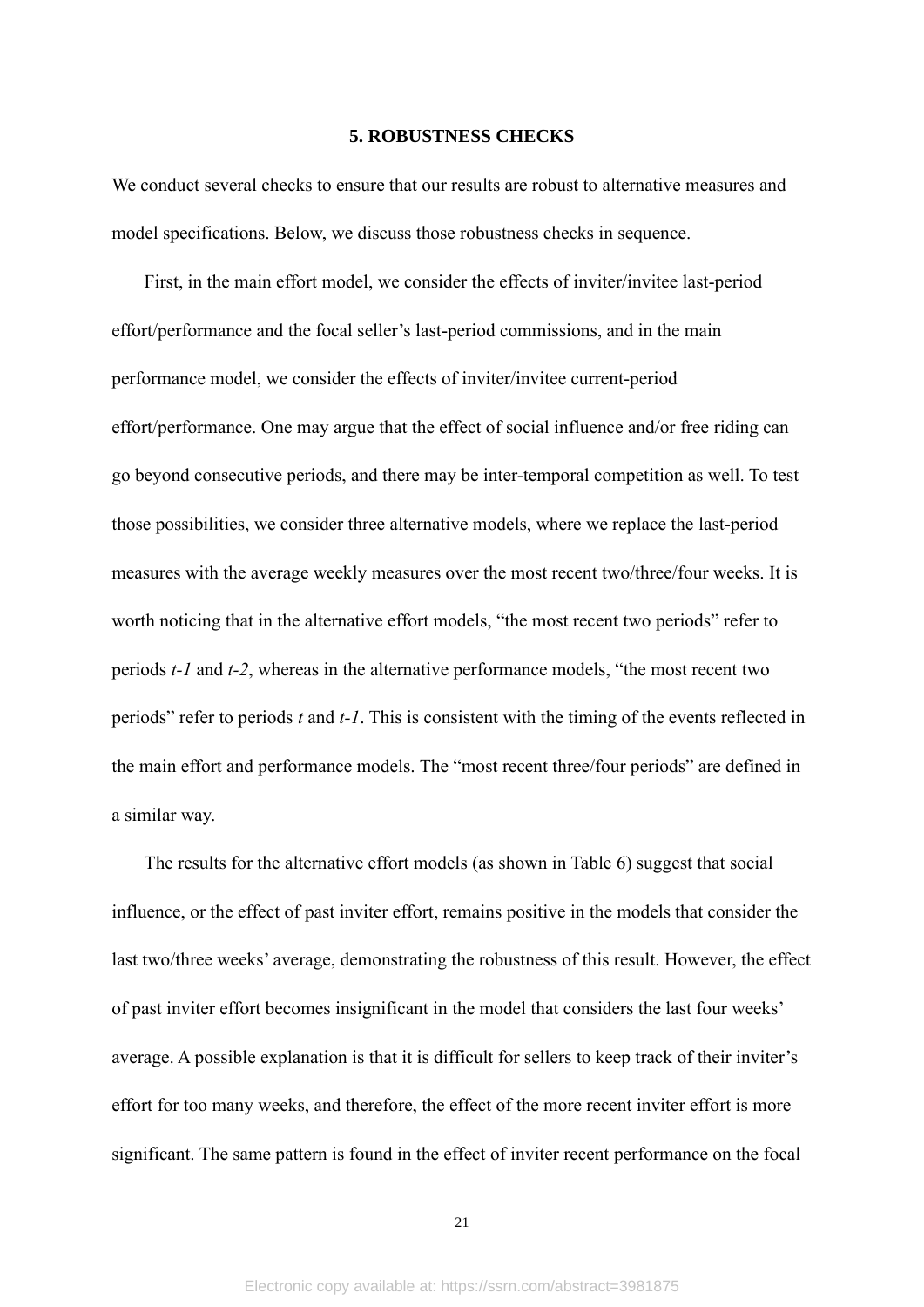## 5. ROBUSTNESS CHECKS

We conduct several checks to ensure that our results are robust to alternative measures and model specifications. Below, we discuss those robustness checks in sequence.

First, in the main effort model, we consider the effects of inviter/invitee last-period effort/performance and the focal seller's last-period commissions, and in the main performance model, we consider the effects of inviter/invitee current-period effort/performance. One may argue that the effect of social influence and/or free riding can go beyond consecutive periods, and there may be inter-temporal competition as well. To test those possibilities, we consider three alternative models, where we replace the last-period measures with the average weekly measures over the most recent two/three/four weeks. It is worth noticing that in the alternative effort models, "the most recent two periods" refer to periods *t-1* and *t-2*, whereas in the alternative performance models, "the most recent two periods" refer to periods *t* and *t-1*. This is consistent with the timing of the events reflected in the main effort and performance models. The "most recent three/four periods" are defined in a similar way.

The results for the alternative effort models (as shown in Table 6) suggest that social influence, or the effect of past inviter effort, remains positive in the models that consider the last two/three weeks' average, demonstrating the robustness of this result. However, the effect of past inviter effort becomes insignificant in the model that considers the last four weeks' average. A possible explanation is that it is difficult for sellers to keep track of their inviter's effort for too many weeks, and therefore, the effect of the more recent inviter effort is more significant. The same pattern is found in the effect of inviter recent performance on the focal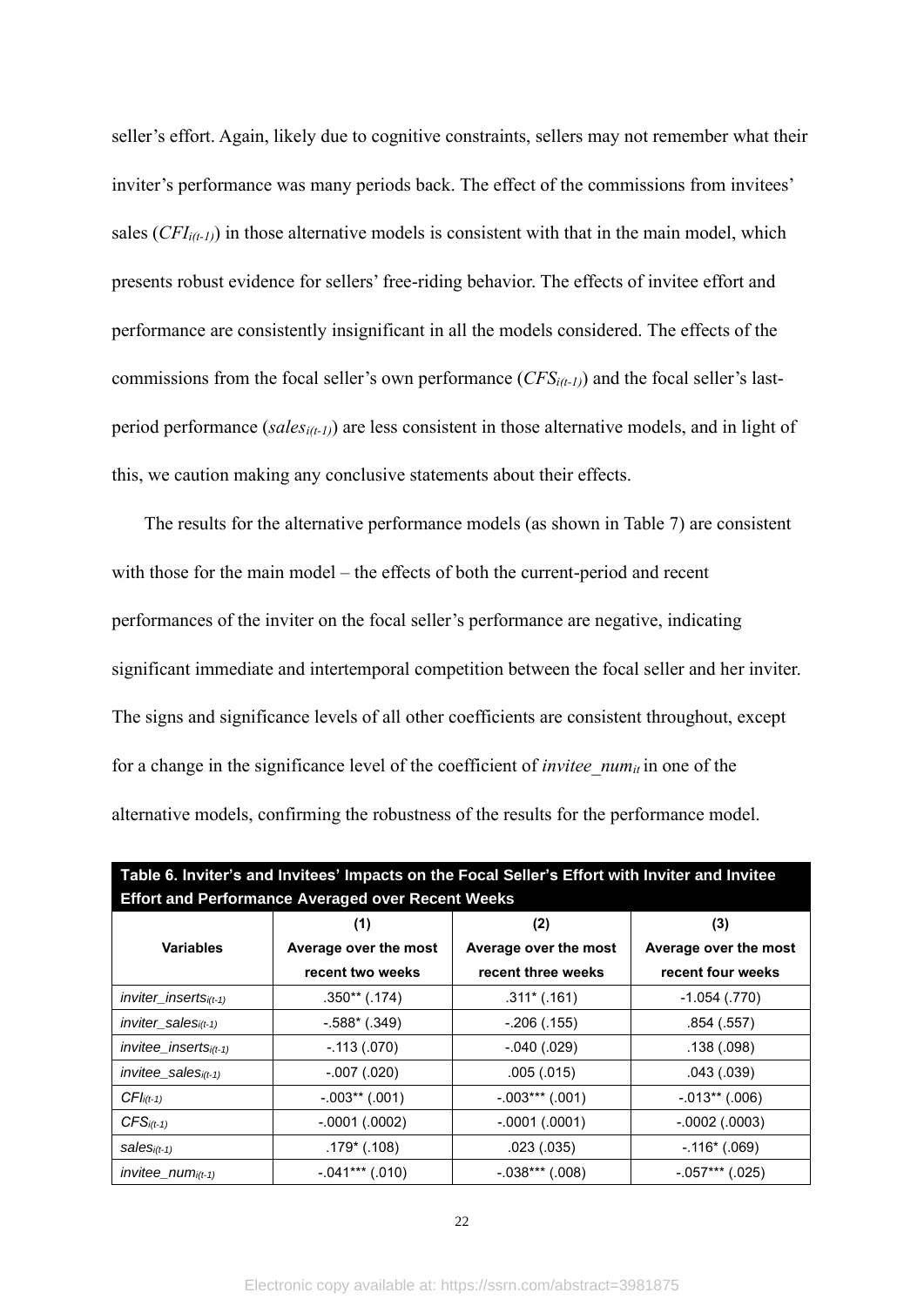seller's effort. Again, likely due to cognitive constraints, sellers may not remember what their inviter's performance was many periods back. The effect of the commissions from invitees' sales ($CFI_{i(t-1)}$) in those alternative models is consistent with that in the main model, which presents robust evidence for sellers' free-riding behavior. The effects of invitee effort and performance are consistently insignificant in all the models considered. The effects of the commissions from the focal seller's own performance ($CFS_{i(t-1)}$) and the focal seller's last-period performance ($sales_{i(t-1)}$) are less consistent in those alternative models, and in light of this, we caution making any conclusive statements about their effects.

The results for the alternative performance models (as shown in Table 7) are consistent with those for the main model – the effects of both the current-period and recent performances of the inviter on the focal seller's performance are negative, indicating significant immediate and intertemporal competition between the focal seller and her inviter. The signs and significance levels of all other coefficients are consistent throughout, except for a change in the significance level of the coefficient of $invitee\_num_{it}$ in one of the alternative models, confirming the robustness of the results for the performance model.

**Table 6. Inviter's and Invitees' Impacts on the Focal Seller's Effort with Inviter and Invitee Effort and Performance Averaged over Recent Weeks**

| Variables | (1) Average over the most recent two weeks | (2) Average over the most recent three weeks | (3) Average over the most recent four weeks |
|---|---|---|---|
| $inviter\_inserts_{i(t-1)}$ | .350** (.174) | .311* (.161) | -1.054 (.770) |
| $inviter\_sales_{i(t-1)}$ | -.588* (.349) | -.206 (.155) | .854 (.557) |
| $invitee\_inserts_{i(t-1)}$ | -.113 (.070) | -.040 (.029) | .138 (.098) |
| $invitee\_sales_{i(t-1)}$ | -.007 (.020) | .005 (.015) | .043 (.039) |
| $CFI_{i(t-1)}$ | -.003** (.001) | -.003*** (.001) | -.013** (.006) |
| $CFS_{i(t-1)}$ | -.0001 (.0002) | -.0001 (.0001) | -.0002 (.0003) |
| $sales_{i(t-1)}$ | .179* (.108) | .023 (.035) | -.116* (.069) |
| $invitee\_num_{i(t-1)}$ | -.041*** (.010) | -.038*** (.008) | -.057*** (.025) |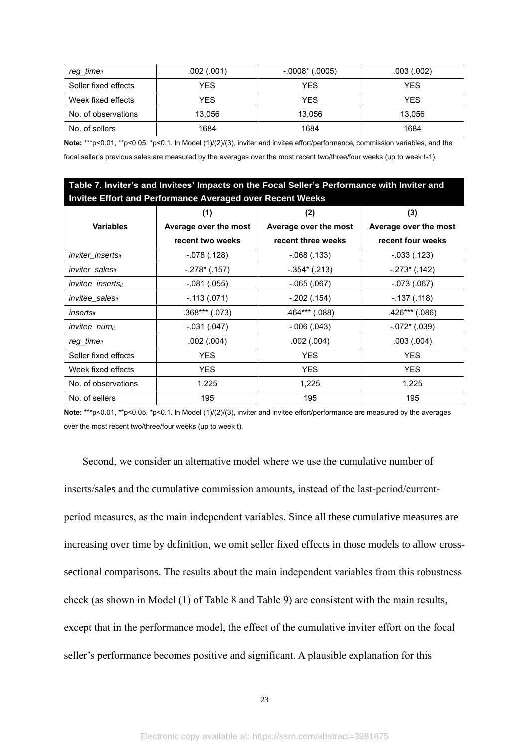| $reg\_time_{it}$ | .002 (.001) | -.0008* (.0005) | .003 (.002) |
|---|---|---|---|
| Seller fixed effects | YES | YES | YES |
| Week fixed effects | YES | YES | YES |
| No. of observations | 13,056 | 13,056 | 13,056 |
| No. of sellers | 1684 | 1684 | 1684 |

**Note:** ***p<0.01, **p<0.05, *p<0.1. In Model (1)/(2)/(3), inviter and invitee effort/performance, commission variables, and the focal seller's previous sales are measured by the averages over the most recent two/three/four weeks (up to week t-1).

**Table 7. Inviter's and Invitees' Impacts on the Focal Seller's Performance with Inviter and Invitee Effort and Performance Averaged over Recent Weeks**

| Variables | (1) Average over the most recent two weeks | (2) Average over the most recent three weeks | (3) Average over the most recent four weeks |
|---|---|---|---|
| $inviter\_inserts_{it}$ | -.078 (.128) | -.068 (.133) | -.033 (.123) |
| $inviter\_sales_{it}$ | -.278* (.157) | -.354* (.213) | -.273* (.142) |
| $invitee\_inserts_{it}$ | -.081 (.055) | -.065 (.067) | -.073 (.067) |
| $invitee\_sales_{it}$ | -.113 (.071) | -.202 (.154) | -.137 (.118) |
| $inserts_{it}$ | .368*** (.073) | .464*** (.088) | .426*** (.086) |
| $invitee\_num_{it}$ | -.031 (.047) | -.006 (.043) | -.072* (.039) |
| $reg\_time_{it}$ | .002 (.004) | .002 (.004) | .003 (.004) |
| Seller fixed effects | YES | YES | YES |
| Week fixed effects | YES | YES | YES |
| No. of observations | 1,225 | 1,225 | 1,225 |
| No. of sellers | 195 | 195 | 195 |

**Note:** ***p<0.01, **p<0.05, *p<0.1. In Model (1)/(2)/(3), inviter and invitee effort/performance are measured by the averages over the most recent two/three/four weeks (up to week t).

Second, we consider an alternative model where we use the cumulative number of inserts/sales and the cumulative commission amounts, instead of the last-period/current-period measures, as the main independent variables. Since all these cumulative measures are increasing over time by definition, we omit seller fixed effects in those models to allow cross-sectional comparisons. The results about the main independent variables from this robustness check (as shown in Model (1) of Table 8 and Table 9) are consistent with the main results, except that in the performance model, the effect of the cumulative inviter effort on the focal seller's performance becomes positive and significant. A plausible explanation for this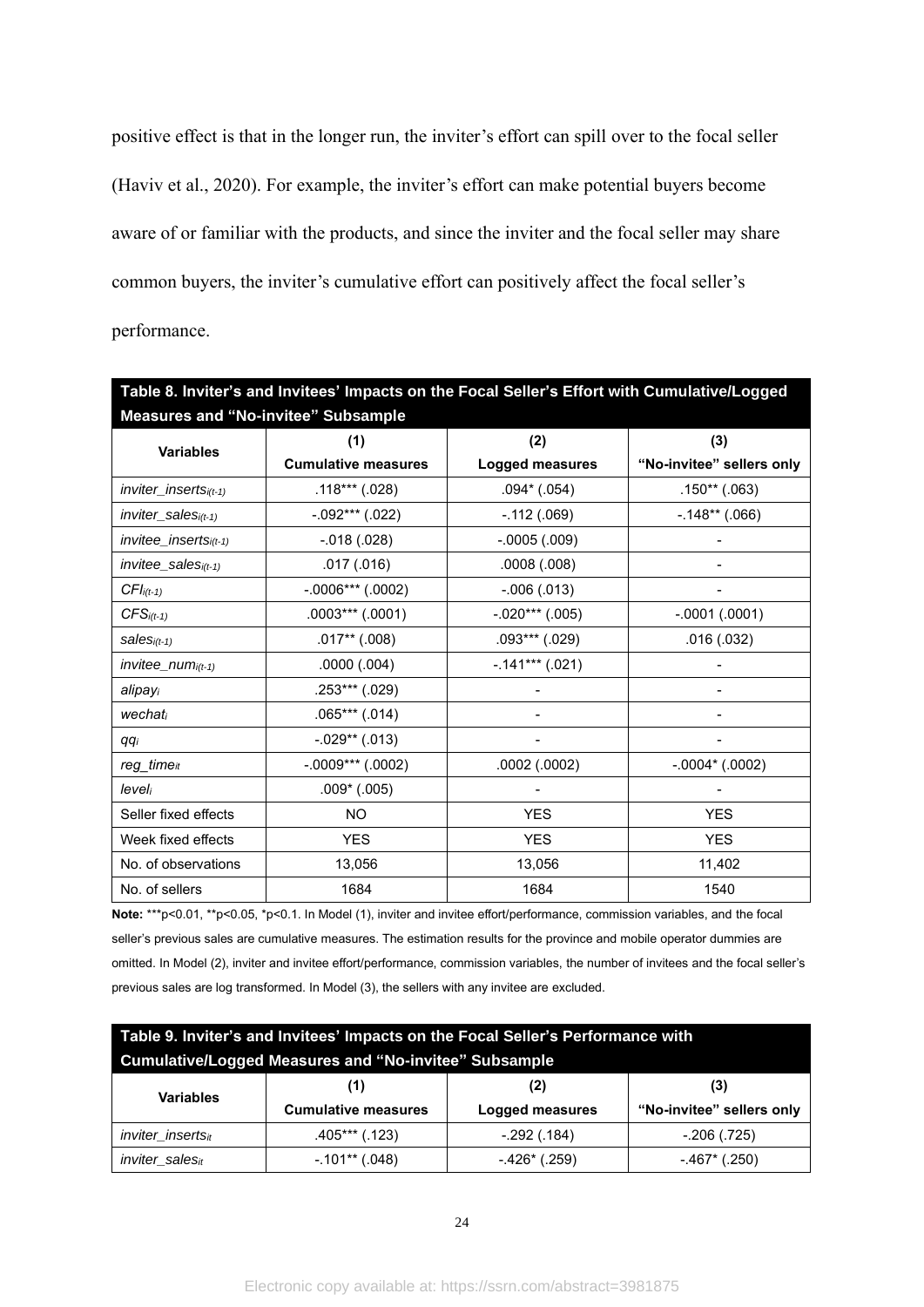positive effect is that in the longer run, the inviter's effort can spill over to the focal seller (Haviv et al., 2020). For example, the inviter's effort can make potential buyers become aware of or familiar with the products, and since the inviter and the focal seller may share common buyers, the inviter's cumulative effort can positively affect the focal seller's performance.

**Table 8. Inviter's and Invitees' Impacts on the Focal Seller's Effort with Cumulative/Logged Measures and "No-invitee" Subsample**

| Variables | (1) Cumulative measures | (2) Logged measures | (3) "No-invitee" sellers only |
|---|---|---|---|
| $inviter\_inserts_{i(t-1)}$ | .118*** (.028) | .094* (.054) | .150** (.063) |
| $inviter\_sales_{i(t-1)}$ | -.092*** (.022) | -.112 (.069) | -.148** (.066) |
| $invitee\_inserts_{i(t-1)}$ | -.018 (.028) | -.0005 (.009) | - |
| $invitee\_sales_{i(t-1)}$ | .017 (.016) | .0008 (.008) | - |
| $CFI_{i(t-1)}$ | -.0006*** (.0002) | -.006 (.013) | - |
| $CFS_{i(t-1)}$ | .0003*** (.0001) | -.020*** (.005) | -.0001 (.0001) |
| $sales_{i(t-1)}$ | .017** (.008) | .093*** (.029) | .016 (.032) |
| $invitee\_num_{i(t-1)}$ | .0000 (.004) | -.141*** (.021) | - |
| $alipay_i$ | .253*** (.029) | - | - |
| $wechat_i$ | .065*** (.014) | - | - |
| $qq_i$ | -.029** (.013) | - | - |
| $reg\_time_{it}$ | -.0009*** (.0002) | .0002 (.0002) | -.0004* (.0002) |
| $level_i$ | .009* (.005) | - | - |
| Seller fixed effects | NO | YES | YES |
| Week fixed effects | YES | YES | YES |
| No. of observations | 13,056 | 13,056 | 11,402 |
| No. of sellers | 1684 | 1684 | 1540 |

**Note:** ***p<0.01, **p<0.05, *p<0.1. In Model (1), inviter and invitee effort/performance, commission variables, and the focal seller's previous sales are cumulative measures. The estimation results for the province and mobile operator dummies are omitted. In Model (2), inviter and invitee effort/performance, commission variables, the number of invitees and the focal seller's previous sales are log transformed. In Model (3), the sellers with any invitee are excluded.

**Table 9. Inviter's and Invitees' Impacts on the Focal Seller's Performance with Cumulative/Logged Measures and "No-invitee" Subsample**

| Variables | (1) Cumulative measures | (2) Logged measures | (3) "No-invitee" sellers only |
|---|---|---|---|
| $inviter\_inserts_{it}$ | .405*** (.123) | -.292 (.184) | -.206 (.725) |
| $inviter\_sales_{it}$ | -.101** (.048) | -.426* (.259) | -.467* (.250) |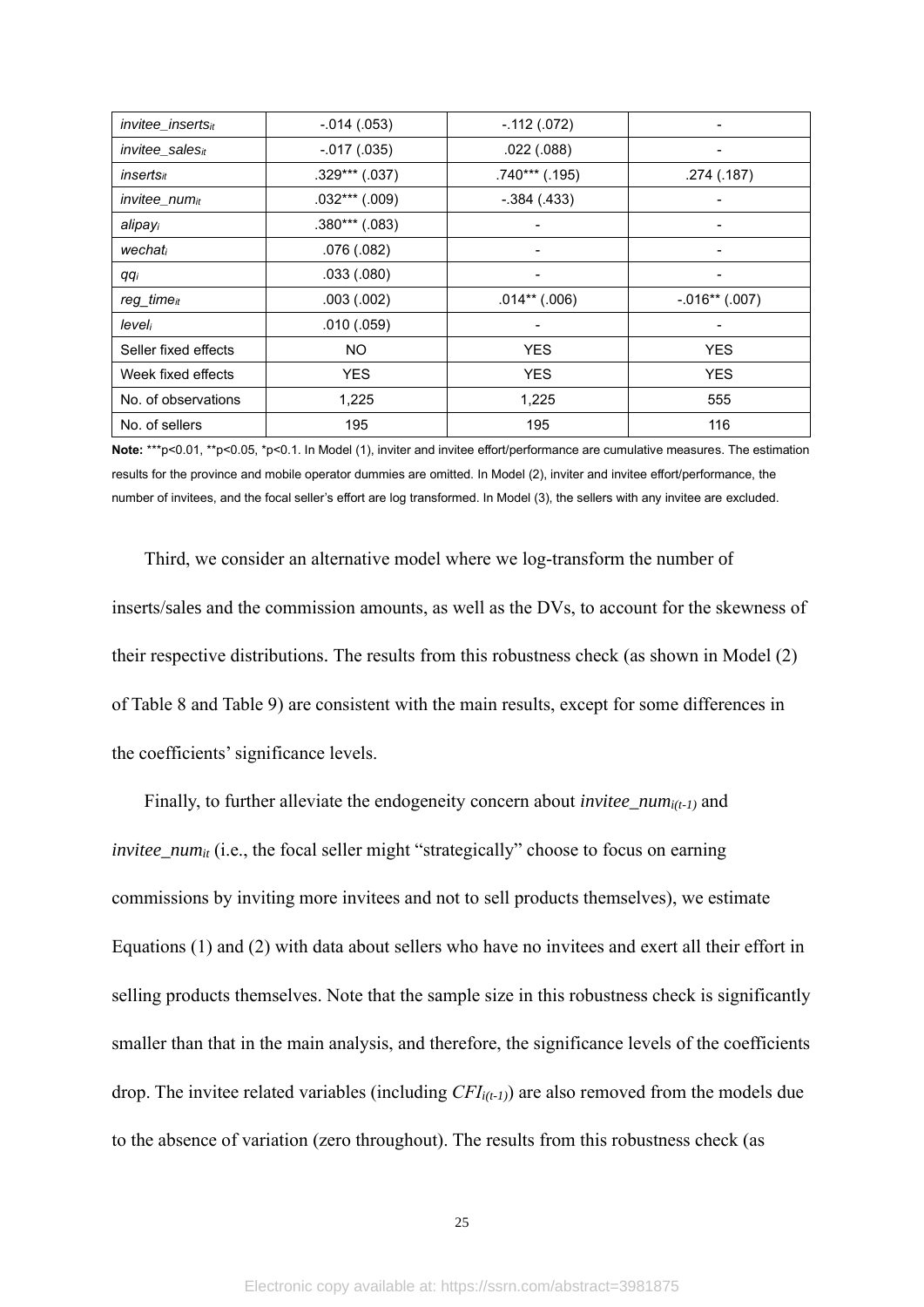| | | | |
|---|---|---|---|
| $invitee\_inserts_{it}$ | -.014 (.053) | -.112 (.072) | - |
| $invitee\_sales_{it}$ | -.017 (.035) | .022 (.088) | - |
| $inserts_{it}$ | .329*** (.037) | .740*** (.195) | .274 (.187) |
| $invitee\_num_{it}$ | .032*** (.009) | -.384 (.433) | - |
| $alipay_i$ | .380*** (.083) | - | - |
| $wechat_i$ | .076 (.082) | - | - |
| $qq_i$ | .033 (.080) | - | - |
| $reg\_time_{it}$ | .003 (.002) | .014** (.006) | -.016** (.007) |
| $level_i$ | .010 (.059) | - | - |
| Seller fixed effects | NO | YES | YES |
| Week fixed effects | YES | YES | YES |
| No. of observations | 1,225 | 1,225 | 555 |
| No. of sellers | 195 | 195 | 116 |

**Note:** ***p<0.01, **p<0.05, *p<0.1. In Model (1), inviter and invitee effort/performance are cumulative measures. The estimation results for the province and mobile operator dummies are omitted. In Model (2), inviter and invitee effort/performance, the number of invitees, and the focal seller's effort are log transformed. In Model (3), the sellers with any invitee are excluded.

Third, we consider an alternative model where we log-transform the number of inserts/sales and the commission amounts, as well as the DVs, to account for the skewness of their respective distributions. The results from this robustness check (as shown in Model (2) of Table 8 and Table 9) are consistent with the main results, except for some differences in the coefficients' significance levels.

Finally, to further alleviate the endogeneity concern about $invitee\_num_{i(t-1)}$ and $invitee\_num_{it}$ (i.e., the focal seller might "strategically" choose to focus on earning commissions by inviting more invitees and not to sell products themselves), we estimate Equations (1) and (2) with data about sellers who have no invitees and exert all their effort in selling products themselves. Note that the sample size in this robustness check is significantly smaller than that in the main analysis, and therefore, the significance levels of the coefficients drop. The invitee related variables (including $CFI_{i(t-1)}$) are also removed from the models due to the absence of variation (zero throughout). The results from this robustness check (as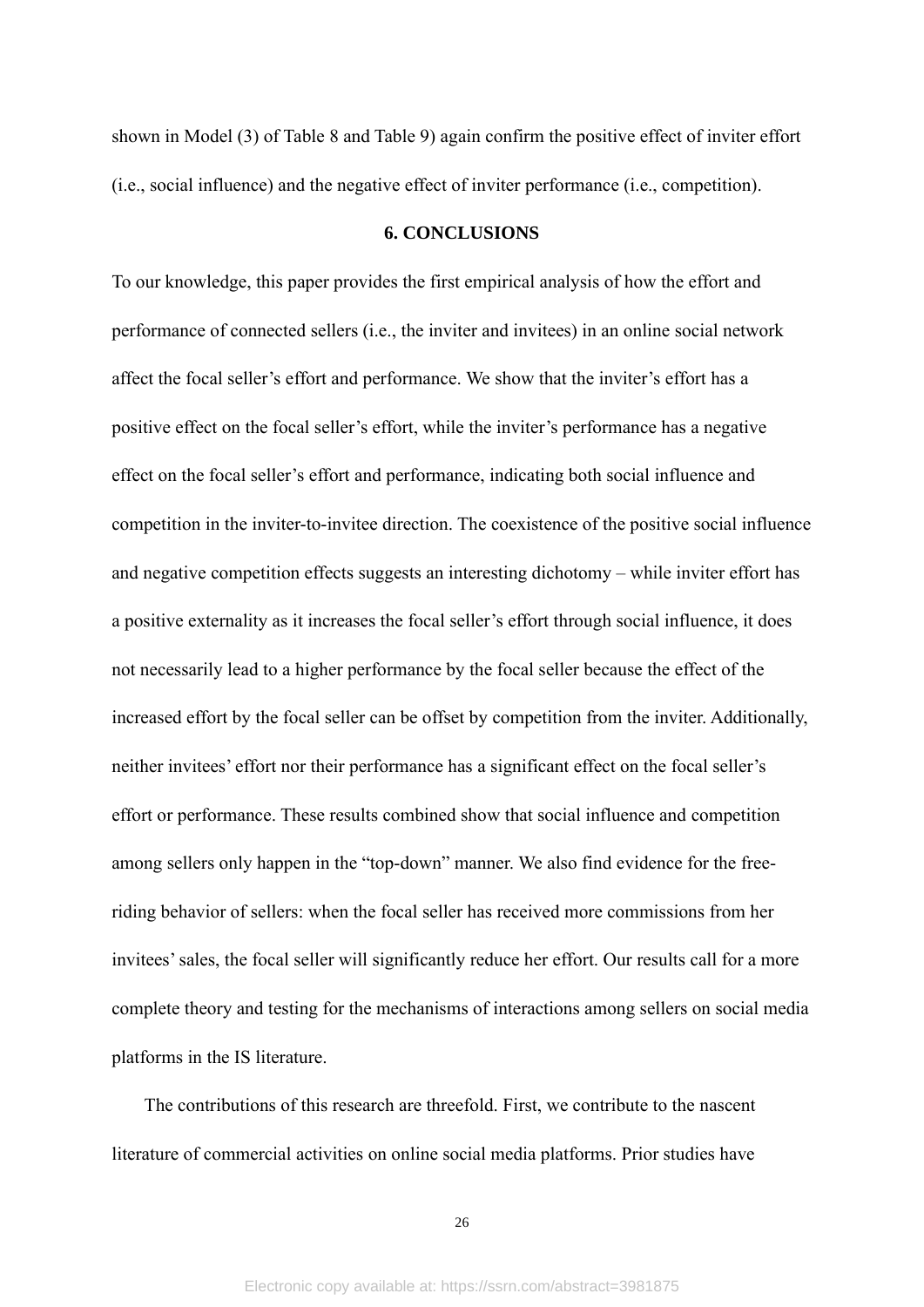shown in Model (3) of Table 8 and Table 9) again confirm the positive effect of inviter effort (i.e., social influence) and the negative effect of inviter performance (i.e., competition).

## 6. CONCLUSIONS

To our knowledge, this paper provides the first empirical analysis of how the effort and performance of connected sellers (i.e., the inviter and invitees) in an online social network affect the focal seller's effort and performance. We show that the inviter's effort has a positive effect on the focal seller's effort, while the inviter's performance has a negative effect on the focal seller's effort and performance, indicating both social influence and competition in the inviter-to-invitee direction. The coexistence of the positive social influence and negative competition effects suggests an interesting dichotomy – while inviter effort has a positive externality as it increases the focal seller's effort through social influence, it does not necessarily lead to a higher performance by the focal seller because the effect of the increased effort by the focal seller can be offset by competition from the inviter. Additionally, neither invitees' effort nor their performance has a significant effect on the focal seller's effort or performance. These results combined show that social influence and competition among sellers only happen in the "top-down" manner. We also find evidence for the free-riding behavior of sellers: when the focal seller has received more commissions from her invitees' sales, the focal seller will significantly reduce her effort. Our results call for a more complete theory and testing for the mechanisms of interactions among sellers on social media platforms in the IS literature.

The contributions of this research are threefold. First, we contribute to the nascent literature of commercial activities on online social media platforms. Prior studies have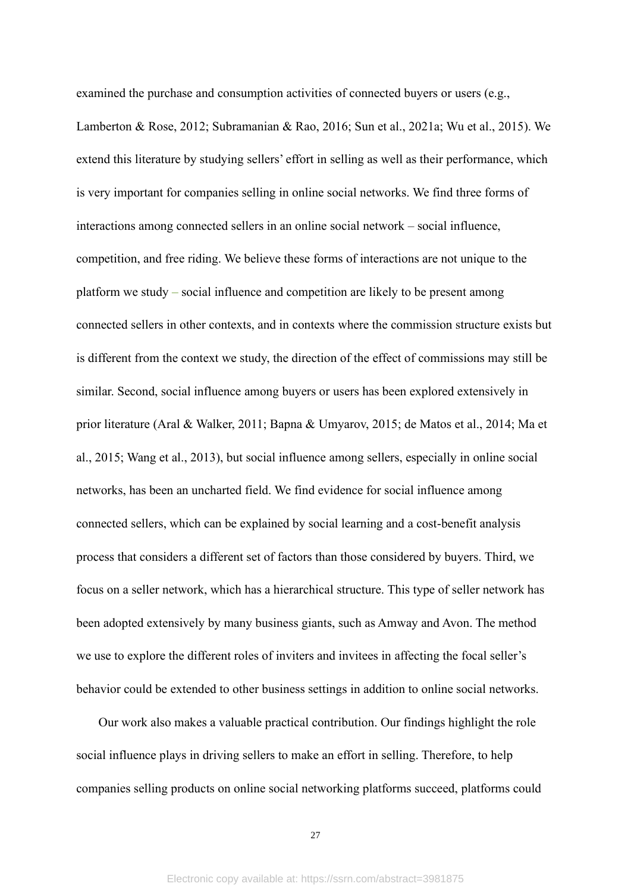examined the purchase and consumption activities of connected buyers or users (e.g., Lamberton & Rose, 2012; Subramanian & Rao, 2016; Sun et al., 2021a; Wu et al., 2015). We extend this literature by studying sellers' effort in selling as well as their performance, which is very important for companies selling in online social networks. We find three forms of interactions among connected sellers in an online social network – social influence, competition, and free riding. We believe these forms of interactions are not unique to the platform we study – social influence and competition are likely to be present among connected sellers in other contexts, and in contexts where the commission structure exists but is different from the context we study, the direction of the effect of commissions may still be similar. Second, social influence among buyers or users has been explored extensively in prior literature (Aral & Walker, 2011; Bapna & Umyarov, 2015; de Matos et al., 2014; Ma et al., 2015; Wang et al., 2013), but social influence among sellers, especially in online social networks, has been an uncharted field. We find evidence for social influence among connected sellers, which can be explained by social learning and a cost-benefit analysis process that considers a different set of factors than those considered by buyers. Third, we focus on a seller network, which has a hierarchical structure. This type of seller network has been adopted extensively by many business giants, such as Amway and Avon. The method we use to explore the different roles of inviters and invitees in affecting the focal seller's behavior could be extended to other business settings in addition to online social networks.

Our work also makes a valuable practical contribution. Our findings highlight the role social influence plays in driving sellers to make an effort in selling. Therefore, to help companies selling products on online social networking platforms succeed, platforms could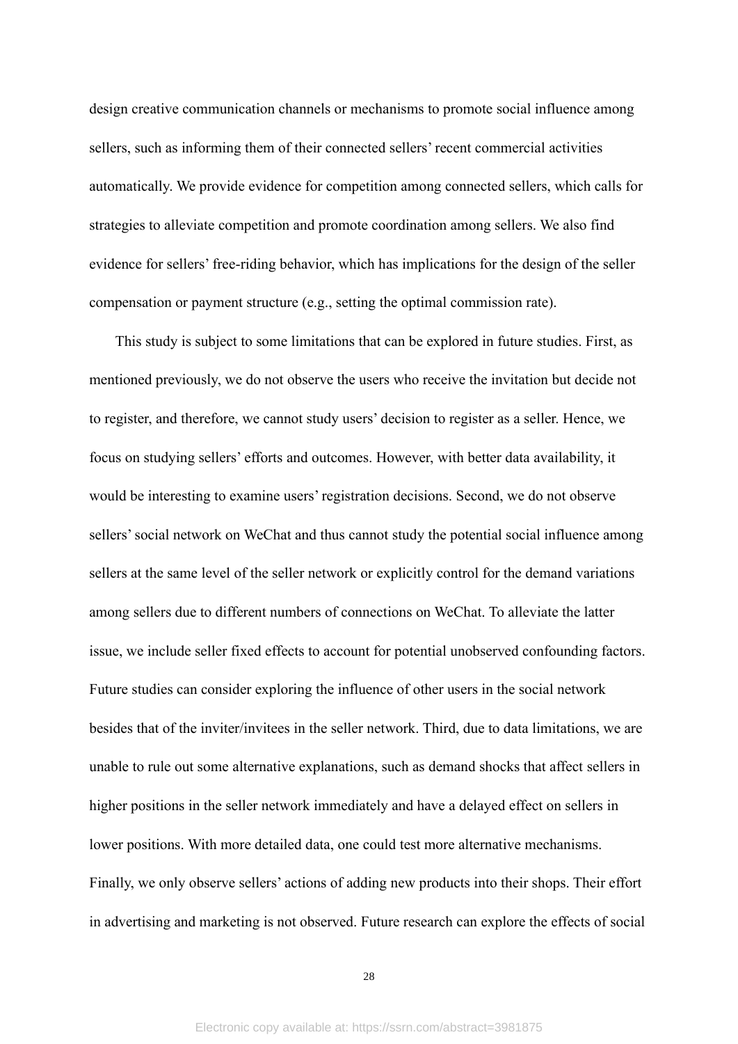design creative communication channels or mechanisms to promote social influence among sellers, such as informing them of their connected sellers' recent commercial activities automatically. We provide evidence for competition among connected sellers, which calls for strategies to alleviate competition and promote coordination among sellers. We also find evidence for sellers' free-riding behavior, which has implications for the design of the seller compensation or payment structure (e.g., setting the optimal commission rate).

This study is subject to some limitations that can be explored in future studies. First, as mentioned previously, we do not observe the users who receive the invitation but decide not to register, and therefore, we cannot study users' decision to register as a seller. Hence, we focus on studying sellers' efforts and outcomes. However, with better data availability, it would be interesting to examine users' registration decisions. Second, we do not observe sellers' social network on WeChat and thus cannot study the potential social influence among sellers at the same level of the seller network or explicitly control for the demand variations among sellers due to different numbers of connections on WeChat. To alleviate the latter issue, we include seller fixed effects to account for potential unobserved confounding factors. Future studies can consider exploring the influence of other users in the social network besides that of the inviter/invitees in the seller network. Third, due to data limitations, we are unable to rule out some alternative explanations, such as demand shocks that affect sellers in higher positions in the seller network immediately and have a delayed effect on sellers in lower positions. With more detailed data, one could test more alternative mechanisms. Finally, we only observe sellers' actions of adding new products into their shops. Their effort in advertising and marketing is not observed. Future research can explore the effects of social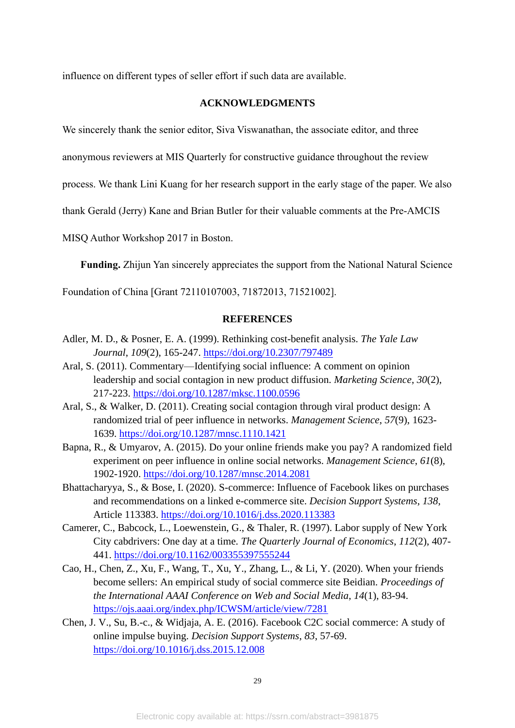influence on different types of seller effort if such data are available.

## ACKNOWLEDGMENTS

We sincerely thank the senior editor, Siva Viswanathan, the associate editor, and three anonymous reviewers at MIS Quarterly for constructive guidance throughout the review process. We thank Lini Kuang for her research support in the early stage of the paper. We also thank Gerald (Jerry) Kane and Brian Butler for their valuable comments at the Pre-AMCIS MISQ Author Workshop 2017 in Boston.

**Funding.** Zhijun Yan sincerely appreciates the support from the National Natural Science Foundation of China [Grant 72110107003, 71872013, 71521002].

## REFERENCES

Adler, M. D., & Posner, E. A. (1999). Rethinking cost-benefit analysis. *The Yale Law Journal*, *109*(2), 165-247. https://doi.org/10.2307/797489

Aral, S. (2011). Commentary—Identifying social influence: A comment on opinion leadership and social contagion in new product diffusion. *Marketing Science*, *30*(2), 217-223. https://doi.org/10.1287/mksc.1100.0596

Aral, S., & Walker, D. (2011). Creating social contagion through viral product design: A randomized trial of peer influence in networks. *Management Science*, *57*(9), 1623-1639. https://doi.org/10.1287/mnsc.1110.1421

Bapna, R., & Umyarov, A. (2015). Do your online friends make you pay? A randomized field experiment on peer influence in online social networks. *Management Science*, *61*(8), 1902-1920. https://doi.org/10.1287/mnsc.2014.2081

Bhattacharyya, S., & Bose, I. (2020). S-commerce: Influence of Facebook likes on purchases and recommendations on a linked e-commerce site. *Decision Support Systems*, *138*, Article 113383. https://doi.org/10.1016/j.dss.2020.113383

Camerer, C., Babcock, L., Loewenstein, G., & Thaler, R. (1997). Labor supply of New York City cabdrivers: One day at a time. *The Quarterly Journal of Economics*, *112*(2), 407-441. https://doi.org/10.1162/003355397555244

Cao, H., Chen, Z., Xu, F., Wang, T., Xu, Y., Zhang, L., & Li, Y. (2020). When your friends become sellers: An empirical study of social commerce site Beidian. *Proceedings of the International AAAI Conference on Web and Social Media*, *14*(1), 83-94. https://ojs.aaai.org/index.php/ICWSM/article/view/7281

Chen, J. V., Su, B.-c., & Widjaja, A. E. (2016). Facebook C2C social commerce: A study of online impulse buying. *Decision Support Systems*, *83*, 57-69. https://doi.org/10.1016/j.dss.2015.12.008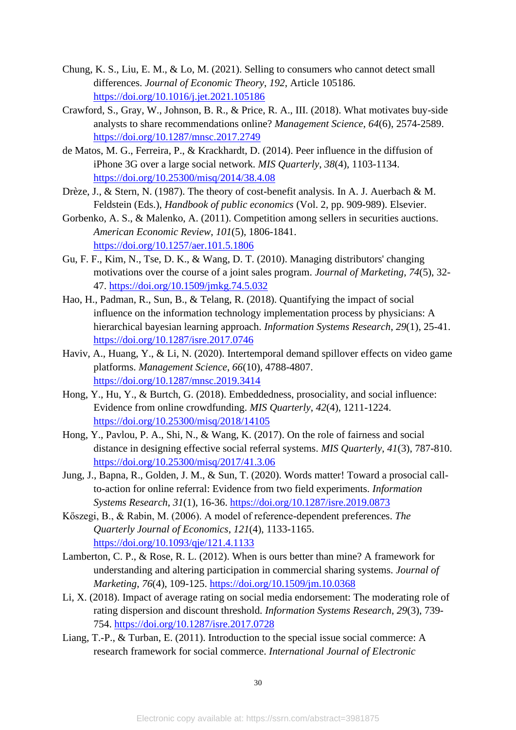Chung, K. S., Liu, E. M., & Lo, M. (2021). Selling to consumers who cannot detect small differences. *Journal of Economic Theory*, *192*, Article 105186. https://doi.org/10.1016/j.jet.2021.105186

Crawford, S., Gray, W., Johnson, B. R., & Price, R. A., III. (2018). What motivates buy-side analysts to share recommendations online? *Management Science*, *64*(6), 2574-2589. https://doi.org/10.1287/mnsc.2017.2749

de Matos, M. G., Ferreira, P., & Krackhardt, D. (2014). Peer influence in the diffusion of iPhone 3G over a large social network. *MIS Quarterly*, *38*(4), 1103-1134. https://doi.org/10.25300/misq/2014/38.4.08

Drèze, J., & Stern, N. (1987). The theory of cost-benefit analysis. In A. J. Auerbach & M. Feldstein (Eds.), *Handbook of public economics* (Vol. 2, pp. 909-989). Elsevier.

Gorbenko, A. S., & Malenko, A. (2011). Competition among sellers in securities auctions. *American Economic Review*, *101*(5), 1806-1841. https://doi.org/10.1257/aer.101.5.1806

Gu, F. F., Kim, N., Tse, D. K., & Wang, D. T. (2010). Managing distributors' changing motivations over the course of a joint sales program. *Journal of Marketing*, *74*(5), 32-47. https://doi.org/10.1509/jmkg.74.5.032

Hao, H., Padman, R., Sun, B., & Telang, R. (2018). Quantifying the impact of social influence on the information technology implementation process by physicians: A hierarchical bayesian learning approach. *Information Systems Research*, *29*(1), 25-41. https://doi.org/10.1287/isre.2017.0746

Haviv, A., Huang, Y., & Li, N. (2020). Intertemporal demand spillover effects on video game platforms. *Management Science*, *66*(10), 4788-4807. https://doi.org/10.1287/mnsc.2019.3414

Hong, Y., Hu, Y., & Burtch, G. (2018). Embeddedness, prosociality, and social influence: Evidence from online crowdfunding. *MIS Quarterly*, *42*(4), 1211-1224. https://doi.org/10.25300/misq/2018/14105

Hong, Y., Pavlou, P. A., Shi, N., & Wang, K. (2017). On the role of fairness and social distance in designing effective social referral systems. *MIS Quarterly*, *41*(3), 787-810. https://doi.org/10.25300/misq/2017/41.3.06

Jung, J., Bapna, R., Golden, J. M., & Sun, T. (2020). Words matter! Toward a prosocial call-to-action for online referral: Evidence from two field experiments. *Information Systems Research*, *31*(1), 16-36. https://doi.org/10.1287/isre.2019.0873

Kőszegi, B., & Rabin, M. (2006). A model of reference-dependent preferences. *The Quarterly Journal of Economics*, *121*(4), 1133-1165. https://doi.org/10.1093/qje/121.4.1133

Lamberton, C. P., & Rose, R. L. (2012). When is ours better than mine? A framework for understanding and altering participation in commercial sharing systems. *Journal of Marketing*, *76*(4), 109-125. https://doi.org/10.1509/jm.10.0368

Li, X. (2018). Impact of average rating on social media endorsement: The moderating role of rating dispersion and discount threshold. *Information Systems Research*, *29*(3), 739-754. https://doi.org/10.1287/isre.2017.0728

Liang, T.-P., & Turban, E. (2011). Introduction to the special issue social commerce: A research framework for social commerce. *International Journal of Electronic*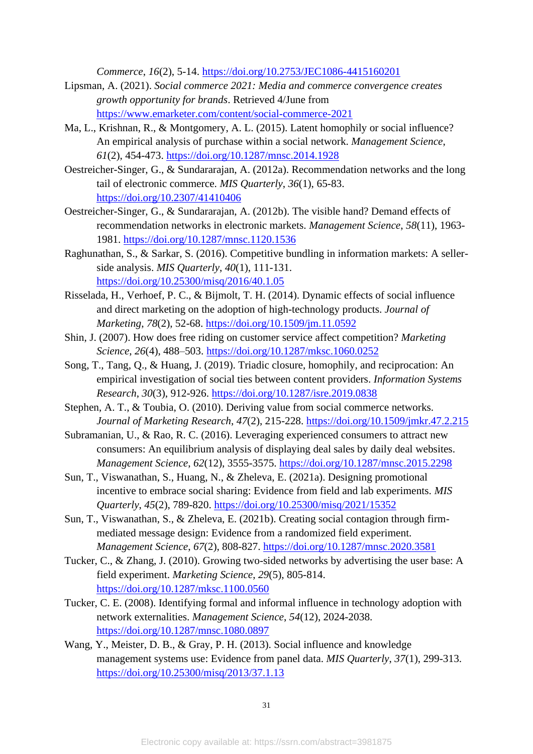*Commerce*, *16*(2), 5-14. https://doi.org/10.2753/JEC1086-4415160201

Lipsman, A. (2021). *Social commerce 2021: Media and commerce convergence creates growth opportunity for brands*. Retrieved 4/June from https://www.emarketer.com/content/social-commerce-2021

Ma, L., Krishnan, R., & Montgomery, A. L. (2015). Latent homophily or social influence? An empirical analysis of purchase within a social network. *Management Science*, *61*(2), 454-473. https://doi.org/10.1287/mnsc.2014.1928

Oestreicher-Singer, G., & Sundararajan, A. (2012a). Recommendation networks and the long tail of electronic commerce. *MIS Quarterly*, *36*(1), 65-83. https://doi.org/10.2307/41410406

Oestreicher-Singer, G., & Sundararajan, A. (2012b). The visible hand? Demand effects of recommendation networks in electronic markets. *Management Science*, *58*(11), 1963-1981. https://doi.org/10.1287/mnsc.1120.1536

Raghunathan, S., & Sarkar, S. (2016). Competitive bundling in information markets: A seller-side analysis. *MIS Quarterly*, *40*(1), 111-131. https://doi.org/10.25300/misq/2016/40.1.05

Risselada, H., Verhoef, P. C., & Bijmolt, T. H. (2014). Dynamic effects of social influence and direct marketing on the adoption of high-technology products. *Journal of Marketing*, *78*(2), 52-68. https://doi.org/10.1509/jm.11.0592

Shin, J. (2007). How does free riding on customer service affect competition? *Marketing Science*, *26*(4), 488–503. https://doi.org/10.1287/mksc.1060.0252

Song, T., Tang, Q., & Huang, J. (2019). Triadic closure, homophily, and reciprocation: An empirical investigation of social ties between content providers. *Information Systems Research*, *30*(3), 912-926. https://doi.org/10.1287/isre.2019.0838

Stephen, A. T., & Toubia, O. (2010). Deriving value from social commerce networks. *Journal of Marketing Research*, *47*(2), 215-228. https://doi.org/10.1509/jmkr.47.2.215

Subramanian, U., & Rao, R. C. (2016). Leveraging experienced consumers to attract new consumers: An equilibrium analysis of displaying deal sales by daily deal websites. *Management Science*, *62*(12), 3555-3575. https://doi.org/10.1287/mnsc.2015.2298

Sun, T., Viswanathan, S., Huang, N., & Zheleva, E. (2021a). Designing promotional incentive to embrace social sharing: Evidence from field and lab experiments. *MIS Quarterly*, *45*(2), 789-820. https://doi.org/10.25300/misq/2021/15352

Sun, T., Viswanathan, S., & Zheleva, E. (2021b). Creating social contagion through firm-mediated message design: Evidence from a randomized field experiment. *Management Science*, *67*(2), 808-827. https://doi.org/10.1287/mnsc.2020.3581

Tucker, C., & Zhang, J. (2010). Growing two-sided networks by advertising the user base: A field experiment. *Marketing Science*, *29*(5), 805-814. https://doi.org/10.1287/mksc.1100.0560

Tucker, C. E. (2008). Identifying formal and informal influence in technology adoption with network externalities. *Management Science*, *54*(12), 2024-2038. https://doi.org/10.1287/mnsc.1080.0897

Wang, Y., Meister, D. B., & Gray, P. H. (2013). Social influence and knowledge management systems use: Evidence from panel data. *MIS Quarterly*, *37*(1), 299-313. https://doi.org/10.25300/misq/2013/37.1.13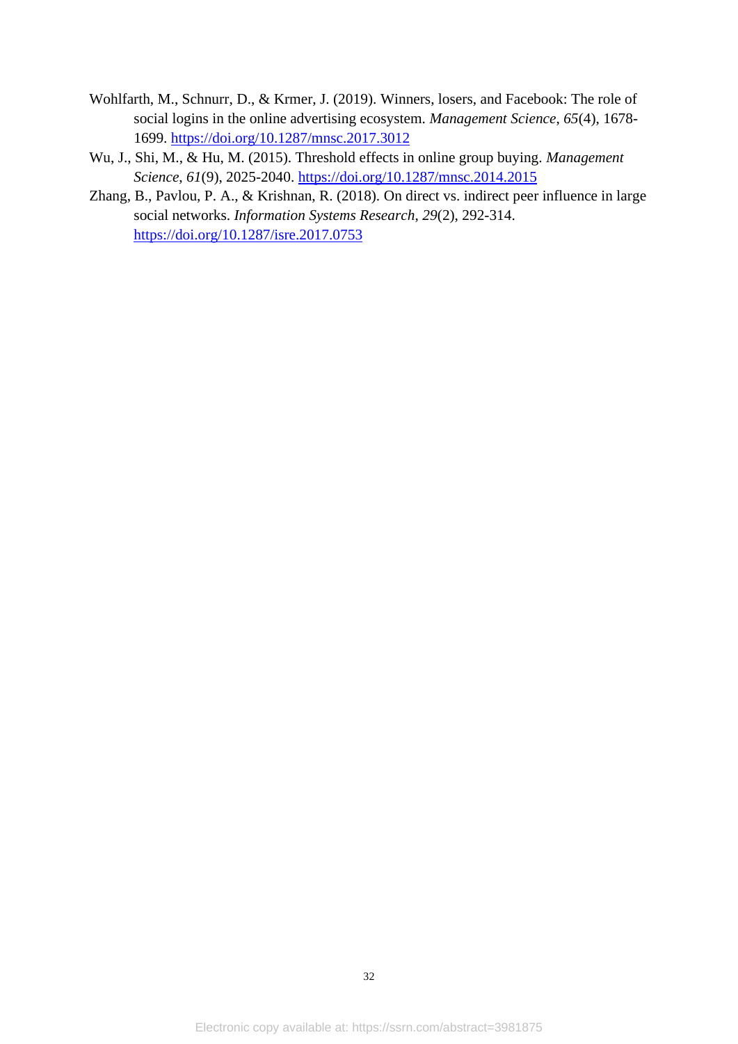Wohlfarth, M., Schnurr, D., & Krmer, J. (2019). Winners, losers, and Facebook: The role of social logins in the online advertising ecosystem. *Management Science*, *65*(4), 1678-1699. https://doi.org/10.1287/mnsc.2017.3012

Wu, J., Shi, M., & Hu, M. (2015). Threshold effects in online group buying. *Management Science*, *61*(9), 2025-2040. https://doi.org/10.1287/mnsc.2014.2015

Zhang, B., Pavlou, P. A., & Krishnan, R. (2018). On direct vs. indirect peer influence in large social networks. *Information Systems Research*, *29*(2), 292-314. https://doi.org/10.1287/isre.2017.0753